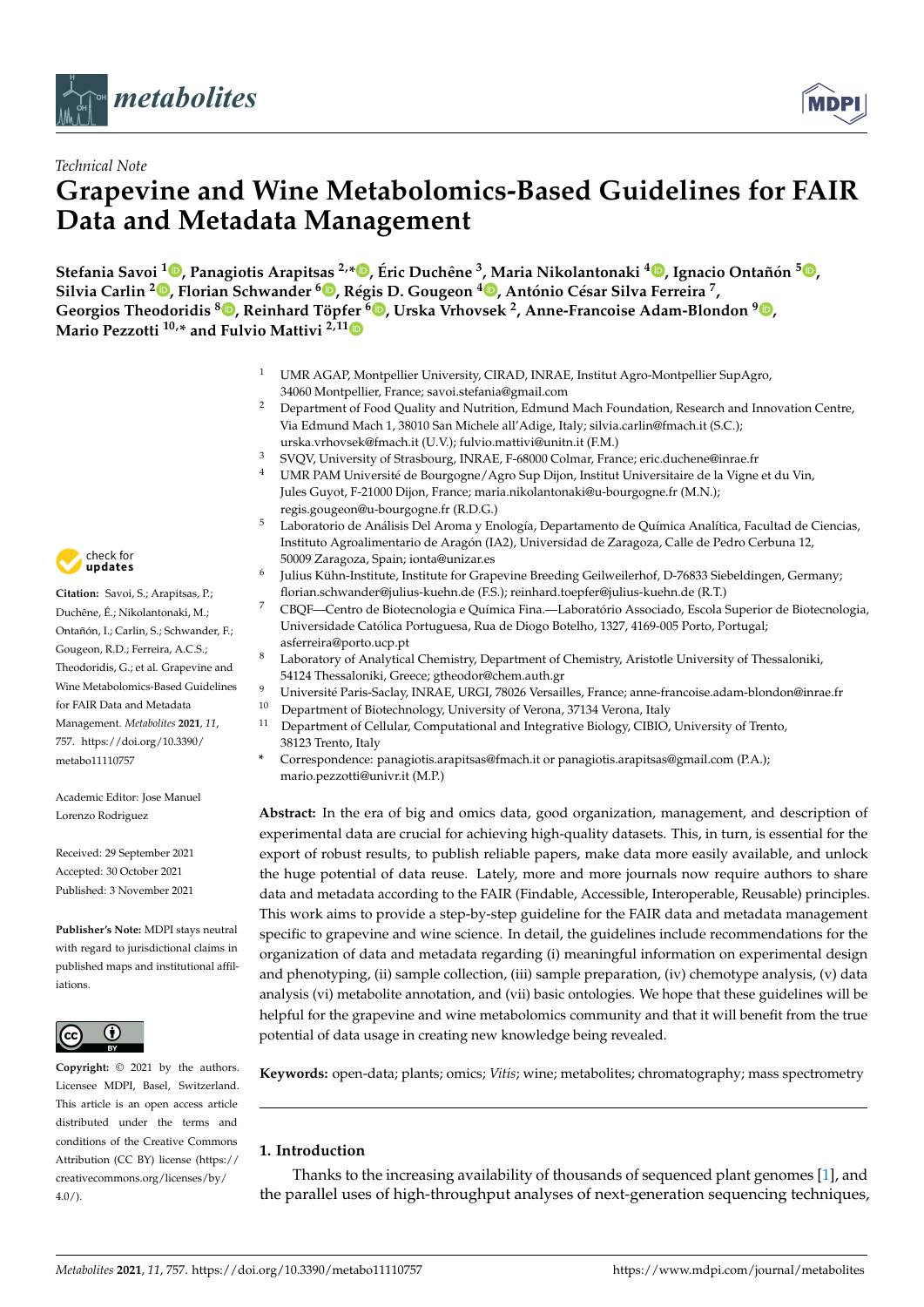*Technical Note*

# Grapevine and Wine Metabolomics-Based Guidelines for FAIR Data and Metadata Management

**Stefania Savoi [1], Panagiotis Arapitsas [2,*], Éric Duchêne [3], Maria Nikolantonaki [4], Ignacio Ontañón [5], Silvia Carlin [2], Florian Schwander [6], Régis D. Gougeon [4], António César Silva Ferreira [7], Georgios Theodoridis [8], Reinhard Töpfer [6], Urska Vrhovsek [2], Anne-Francoise Adam-Blondon [9], Mario Pezzotti [10,*] and Fulvio Mattivi [2,11]**

[1] UMR AGAP, Montpellier University, CIRAD, INRAE, Institut Agro-Montpellier SupAgro, 34060 Montpellier, France; savoi.stefania@gmail.com

[2] Department of Food Quality and Nutrition, Edmund Mach Foundation, Research and Innovation Centre, Via Edmund Mach 1, 38010 San Michele all'Adige, Italy; silvia.carlin@fmach.it (S.C.); urska.vrhovsek@fmach.it (U.V.); fulvio.mattivi@unitn.it (F.M.)

[3] SVQV, University of Strasbourg, INRAE, F-68000 Colmar, France; eric.duchene@inrae.fr

[4] UMR PAM Université de Bourgogne/Agro Sup Dijon, Institut Universitaire de la Vigne et du Vin, Jules Guyot, F-21000 Dijon, France; maria.nikolantonaki@u-bourgogne.fr (M.N.); regis.gougeon@u-bourgogne.fr (R.D.G.)

[5] Laboratorio de Análisis Del Aroma y Enología, Departamento de Química Analítica, Facultad de Ciencias, Instituto Agroalimentario de Aragón (IA2), Universidad de Zaragoza, Calle de Pedro Cerbuna 12, 50009 Zaragoza, Spain; ionta@unizar.es

[6] Julius Kühn-Institute, Institute for Grapevine Breeding Geilweilerhof, D-76833 Siebeldingen, Germany; florian.schwander@julius-kuehn.de (F.S.); reinhard.toepfer@julius-kuehn.de (R.T.)

[7] CBQF—Centro de Biotecnologia e Química Fina.—Laboratório Associado, Escola Superior de Biotecnologia, Universidade Católica Portuguesa, Rua de Diogo Botelho, 1327, 4169-005 Porto, Portugal; asferreira@porto.ucp.pt

[8] Laboratory of Analytical Chemistry, Department of Chemistry, Aristotle University of Thessaloniki, 54124 Thessaloniki, Greece; gtheodor@chem.auth.gr

[9] Université Paris-Saclay, INRAE, URGI, 78026 Versailles, France; anne-francoise.adam-blondon@inrae.fr

[10] Department of Biotechnology, University of Verona, 37134 Verona, Italy

[11] Department of Cellular, Computational and Integrative Biology, CIBIO, University of Trento, 38123 Trento, Italy

\* Correspondence: panagiotis.arapitsas@fmach.it or panagiotis.arapitsas@gmail.com (P.A.); mario.pezzotti@univr.it (M.P.)

**Citation:** Savoi, S.; Arapitsas, P.; Duchêne, É.; Nikolantonaki, M.; Ontañón, I.; Carlin, S.; Schwander, F.; Gougeon, R.D.; Ferreira, A.C.S.; Theodoridis, G.; et al. Grapevine and Wine Metabolomics-Based Guidelines for FAIR Data and Metadata Management. *Metabolites* **2021**, *11*, 757. https://doi.org/10.3390/metabo11110757

Academic Editor: Jose Manuel Lorenzo Rodriguez

Received: 29 September 2021
Accepted: 30 October 2021
Published: 3 November 2021

**Publisher's Note:** MDPI stays neutral with regard to jurisdictional claims in published maps and institutional affiliations.

**Copyright:** © 2021 by the authors. Licensee MDPI, Basel, Switzerland. This article is an open access article distributed under the terms and conditions of the Creative Commons Attribution (CC BY) license (https://creativecommons.org/licenses/by/4.0/).

**Abstract:** In the era of big and omics data, good organization, management, and description of experimental data are crucial for achieving high-quality datasets. This, in turn, is essential for the export of robust results, to publish reliable papers, make data more easily available, and unlock the huge potential of data reuse. Lately, more and more journals now require authors to share data and metadata according to the FAIR (Findable, Accessible, Interoperable, Reusable) principles. This work aims to provide a step-by-step guideline for the FAIR data and metadata management specific to grapevine and wine science. In detail, the guidelines include recommendations for the organization of data and metadata regarding (i) meaningful information on experimental design and phenotyping, (ii) sample collection, (iii) sample preparation, (iv) chemotype analysis, (v) data analysis (vi) metabolite annotation, and (vii) basic ontologies. We hope that these guidelines will be helpful for the grapevine and wine metabolomics community and that it will benefit from the true potential of data usage in creating new knowledge being revealed.

**Keywords:** open-data; plants; omics; *Vitis*; wine; metabolites; chromatography; mass spectrometry

## 1. Introduction

Thanks to the increasing availability of thousands of sequenced plant genomes [1], and the parallel uses of high-throughput analyses of next-generation sequencing techniques,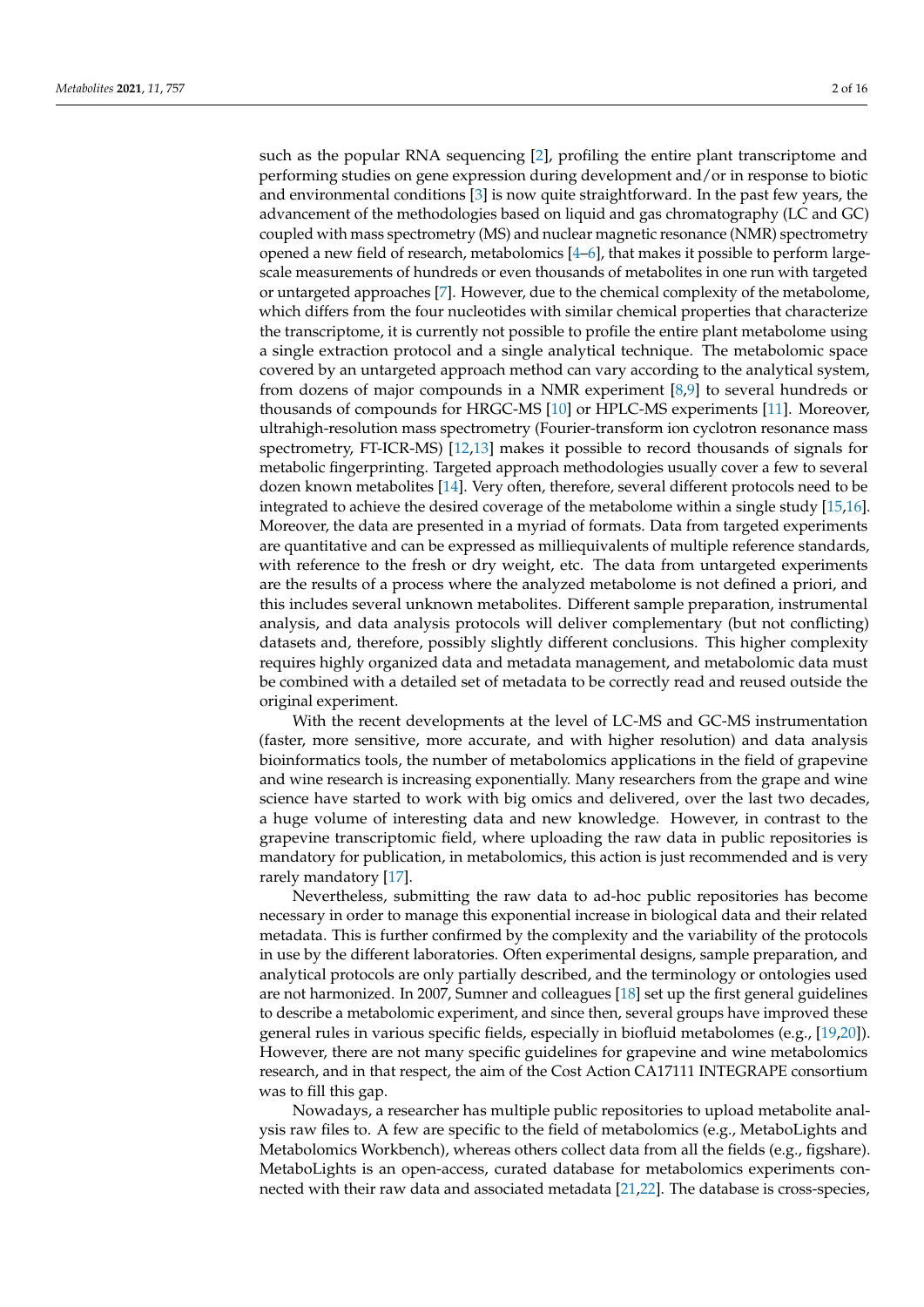such as the popular RNA sequencing [2], profiling the entire plant transcriptome and performing studies on gene expression during development and/or in response to biotic and environmental conditions [3] is now quite straightforward. In the past few years, the advancement of the methodologies based on liquid and gas chromatography (LC and GC) coupled with mass spectrometry (MS) and nuclear magnetic resonance (NMR) spectrometry opened a new field of research, metabolomics [4–6], that makes it possible to perform large-scale measurements of hundreds or even thousands of metabolites in one run with targeted or untargeted approaches [7]. However, due to the chemical complexity of the metabolome, which differs from the four nucleotides with similar chemical properties that characterize the transcriptome, it is currently not possible to profile the entire plant metabolome using a single extraction protocol and a single analytical technique. The metabolomic space covered by an untargeted approach method can vary according to the analytical system, from dozens of major compounds in a NMR experiment [8,9] to several hundreds or thousands of compounds for HRGC-MS [10] or HPLC-MS experiments [11]. Moreover, ultrahigh-resolution mass spectrometry (Fourier-transform ion cyclotron resonance mass spectrometry, FT-ICR-MS) [12,13] makes it possible to record thousands of signals for metabolic fingerprinting. Targeted approach methodologies usually cover a few to several dozen known metabolites [14]. Very often, therefore, several different protocols need to be integrated to achieve the desired coverage of the metabolome within a single study [15,16]. Moreover, the data are presented in a myriad of formats. Data from targeted experiments are quantitative and can be expressed as milliequivalents of multiple reference standards, with reference to the fresh or dry weight, etc. The data from untargeted experiments are the results of a process where the analyzed metabolome is not defined a priori, and this includes several unknown metabolites. Different sample preparation, instrumental analysis, and data analysis protocols will deliver complementary (but not conflicting) datasets and, therefore, possibly slightly different conclusions. This higher complexity requires highly organized data and metadata management, and metabolomic data must be combined with a detailed set of metadata to be correctly read and reused outside the original experiment.

With the recent developments at the level of LC-MS and GC-MS instrumentation (faster, more sensitive, more accurate, and with higher resolution) and data analysis bioinformatics tools, the number of metabolomics applications in the field of grapevine and wine research is increasing exponentially. Many researchers from the grape and wine science have started to work with big omics and delivered, over the last two decades, a huge volume of interesting data and new knowledge. However, in contrast to the grapevine transcriptomic field, where uploading the raw data in public repositories is mandatory for publication, in metabolomics, this action is just recommended and is very rarely mandatory [17].

Nevertheless, submitting the raw data to ad-hoc public repositories has become necessary in order to manage this exponential increase in biological data and their related metadata. This is further confirmed by the complexity and the variability of the protocols in use by the different laboratories. Often experimental designs, sample preparation, and analytical protocols are only partially described, and the terminology or ontologies used are not harmonized. In 2007, Sumner and colleagues [18] set up the first general guidelines to describe a metabolomic experiment, and since then, several groups have improved these general rules in various specific fields, especially in biofluid metabolomes (e.g., [19,20]). However, there are not many specific guidelines for grapevine and wine metabolomics research, and in that respect, the aim of the Cost Action CA17111 INTEGRAPE consortium was to fill this gap.

Nowadays, a researcher has multiple public repositories to upload metabolite analysis raw files to. A few are specific to the field of metabolomics (e.g., MetaboLights and Metabolomics Workbench), whereas others collect data from all the fields (e.g., figshare). MetaboLights is an open-access, curated database for metabolomics experiments connected with their raw data and associated metadata [21,22]. The database is cross-species,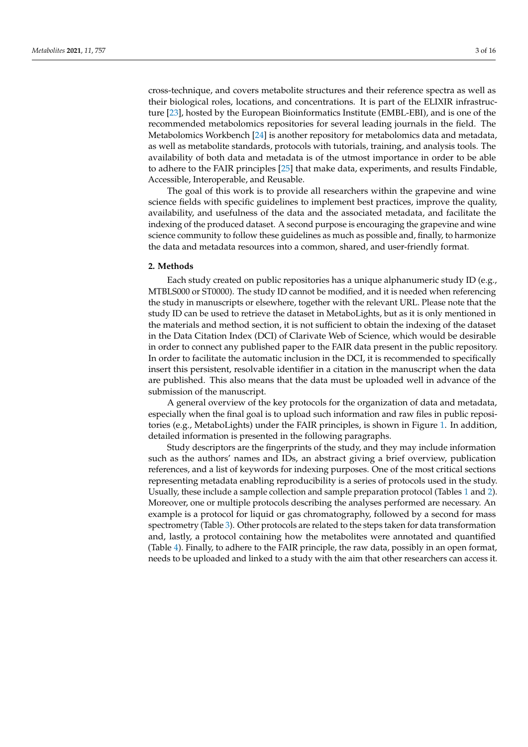cross-technique, and covers metabolite structures and their reference spectra as well as their biological roles, locations, and concentrations. It is part of the ELIXIR infrastructure [23], hosted by the European Bioinformatics Institute (EMBL-EBI), and is one of the recommended metabolomics repositories for several leading journals in the field. The Metabolomics Workbench [24] is another repository for metabolomics data and metadata, as well as metabolite standards, protocols with tutorials, training, and analysis tools. The availability of both data and metadata is of the utmost importance in order to be able to adhere to the FAIR principles [25] that make data, experiments, and results Findable, Accessible, Interoperable, and Reusable.

The goal of this work is to provide all researchers within the grapevine and wine science fields with specific guidelines to implement best practices, improve the quality, availability, and usefulness of the data and the associated metadata, and facilitate the indexing of the produced dataset. A second purpose is encouraging the grapevine and wine science community to follow these guidelines as much as possible and, finally, to harmonize the data and metadata resources into a common, shared, and user-friendly format.

## 2. Methods

Each study created on public repositories has a unique alphanumeric study ID (e.g., MTBLS000 or ST0000). The study ID cannot be modified, and it is needed when referencing the study in manuscripts or elsewhere, together with the relevant URL. Please note that the study ID can be used to retrieve the dataset in MetaboLights, but as it is only mentioned in the materials and method section, it is not sufficient to obtain the indexing of the dataset in the Data Citation Index (DCI) of Clarivate Web of Science, which would be desirable in order to connect any published paper to the FAIR data present in the public repository. In order to facilitate the automatic inclusion in the DCI, it is recommended to specifically insert this persistent, resolvable identifier in a citation in the manuscript when the data are published. This also means that the data must be uploaded well in advance of the submission of the manuscript.

A general overview of the key protocols for the organization of data and metadata, especially when the final goal is to upload such information and raw files in public repositories (e.g., MetaboLights) under the FAIR principles, is shown in Figure 1. In addition, detailed information is presented in the following paragraphs.

Study descriptors are the fingerprints of the study, and they may include information such as the authors' names and IDs, an abstract giving a brief overview, publication references, and a list of keywords for indexing purposes. One of the most critical sections representing metadata enabling reproducibility is a series of protocols used in the study. Usually, these include a sample collection and sample preparation protocol (Tables 1 and 2). Moreover, one or multiple protocols describing the analyses performed are necessary. An example is a protocol for liquid or gas chromatography, followed by a second for mass spectrometry (Table 3). Other protocols are related to the steps taken for data transformation and, lastly, a protocol containing how the metabolites were annotated and quantified (Table 4). Finally, to adhere to the FAIR principle, the raw data, possibly in an open format, needs to be uploaded and linked to a study with the aim that other researchers can access it.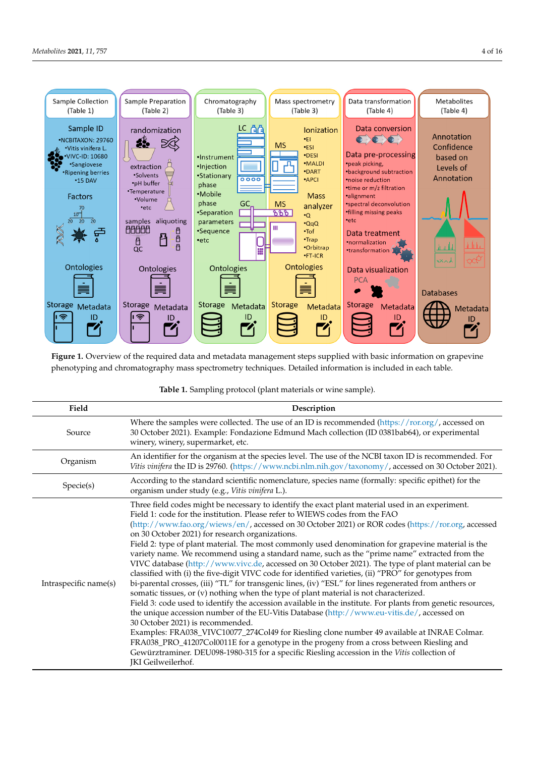**Figure 1.** Overview of the required data and metadata management steps supplied with basic information on grapevine phenotyping and chromatography mass spectrometry techniques. Detailed information is included in each table.

**Table 1.** Sampling protocol (plant materials or wine sample).

| Field | Description |
|---|---|
| Source | Where the samples were collected. The use of an ID is recommended (https://ror.org/, accessed on 30 October 2021). Example: Fondazione Edmund Mach collection (ID 0381bab64), or experimental winery, winery, supermarket, etc. |
| Organism | An identifier for the organism at the species level. The use of the NCBI taxon ID is recommended. For *Vitis vinifera* the ID is 29760. (https://www.ncbi.nlm.nih.gov/taxonomy/, accessed on 30 October 2021). |
| Specie(s) | According to the standard scientific nomenclature, species name (formally: specific epithet) for the organism under study (e.g., *Vitis vinifera* L.). |
| Intraspecific name(s) | Three field codes might be necessary to identify the exact plant material used in an experiment. Field 1: code for the institution. Please refer to WIEWS codes from the FAO (http://www.fao.org/wiews/en/, accessed on 30 October 2021) or ROR codes (https://ror.org, accessed on 30 October 2021) for research organizations. Field 2: type of plant material. The most commonly used denomination for grapevine material is the variety name. We recommend using a standard name, such as the "prime name" extracted from the VIVC database (http://www.vivc.de, accessed on 30 October 2021). The type of plant material can be classified with (i) the five-digit VIVC code for identified varieties, (ii) "PRO" for genotypes from bi-parental crosses, (iii) "TL" for transgenic lines, (iv) "ESL" for lines regenerated from anthers or somatic tissues, or (v) nothing when the type of plant material is not characterized. Field 3: code used to identify the accession available in the institute. For plants from genetic resources, the unique accession number of the EU-Vitis Database (http://www.eu-vitis.de/, accessed on 30 October 2021) is recommended. Examples: FRA038_VIVC10077_274Col49 for Riesling clone number 49 available at INRAE Colmar. FRA038_PRO_41207Col0011E for a genotype in the progeny from a cross between Riesling and Gewürztraminer. DEU098-1980-315 for a specific Riesling accession in the *Vitis* collection of JKI Geilweilerhof. |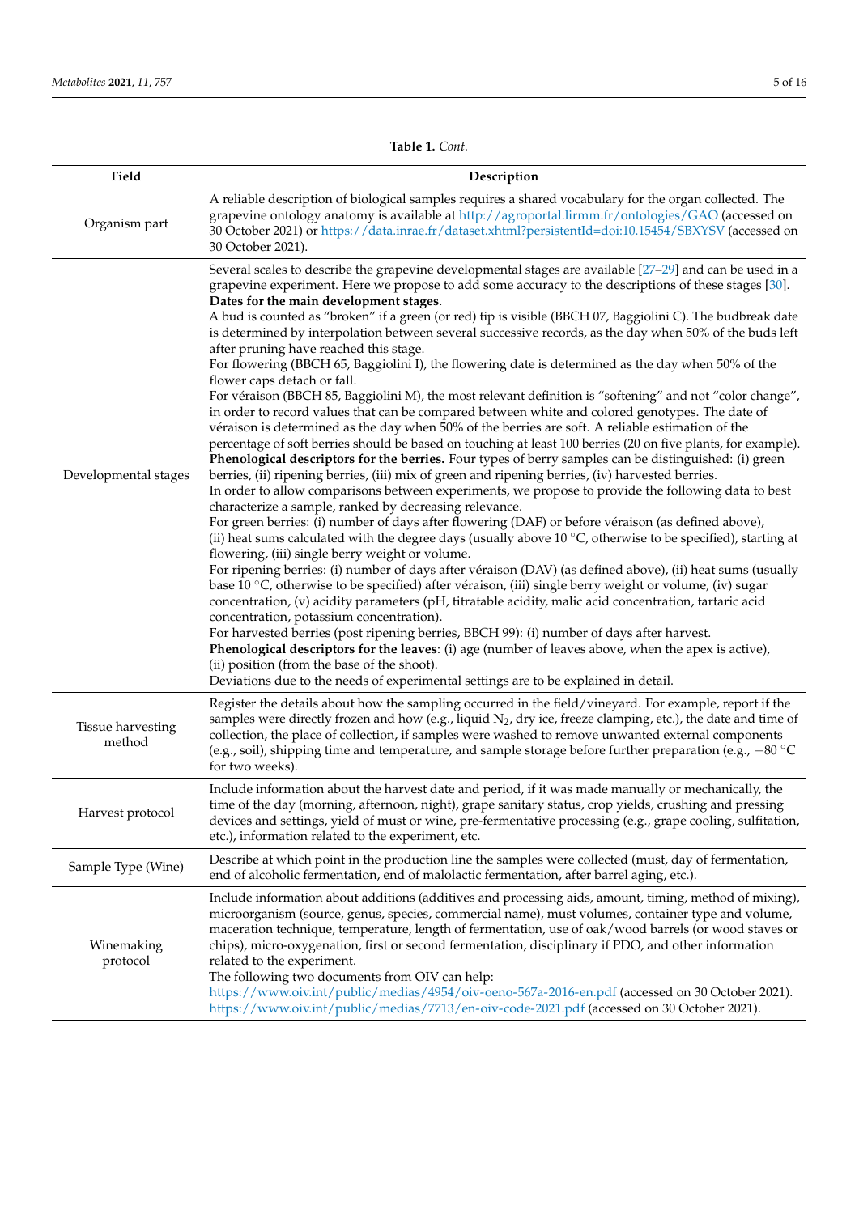**Table 1.** *Cont.*

| Field | Description |
|---|---|
| Organism part | A reliable description of biological samples requires a shared vocabulary for the organ collected. The grapevine ontology anatomy is available at http://agroportal.lirmm.fr/ontologies/GAO (accessed on 30 October 2021) or https://data.inrae.fr/dataset.xhtml?persistentId=doi:10.15454/SBXYSV (accessed on 30 October 2021). |
| Developmental stages | Several scales to describe the grapevine developmental stages are available [27–29] and can be used in a grapevine experiment. Here we propose to add some accuracy to the descriptions of these stages [30]. **Dates for the main development stages**. A bud is counted as "broken" if a green (or red) tip is visible (BBCH 07, Baggiolini C). The budbreak date is determined by interpolation between several successive records, as the day when 50% of the buds left after pruning have reached this stage. For flowering (BBCH 65, Baggiolini I), the flowering date is determined as the day when 50% of the flower caps detach or fall. For véraison (BBCH 85, Baggiolini M), the most relevant definition is "softening" and not "color change", in order to record values that can be compared between white and colored genotypes. The date of véraison is determined as the day when 50% of the berries are soft. A reliable estimation of the percentage of soft berries should be based on touching at least 100 berries (20 on five plants, for example). **Phenological descriptors for the berries.** Four types of berry samples can be distinguished: (i) green berries, (ii) ripening berries, (iii) mix of green and ripening berries, (iv) harvested berries. In order to allow comparisons between experiments, we propose to provide the following data to best characterize a sample, ranked by decreasing relevance. For green berries: (i) number of days after flowering (DAF) or before véraison (as defined above), (ii) heat sums calculated with the degree days (usually above 10 °C, otherwise to be specified), starting at flowering, (iii) single berry weight or volume. For ripening berries: (i) number of days after véraison (DAV) (as defined above), (ii) heat sums (usually base 10 °C, otherwise to be specified) after véraison, (iii) single berry weight or volume, (iv) sugar concentration, (v) acidity parameters (pH, titratable acidity, malic acid concentration, tartaric acid concentration, potassium concentration). For harvested berries (post ripening berries, BBCH 99): (i) number of days after harvest. **Phenological descriptors for the leaves**: (i) age (number of leaves above, when the apex is active), (ii) position (from the base of the shoot). Deviations due to the needs of experimental settings are to be explained in detail. |
| Tissue harvesting method | Register the details about how the sampling occurred in the field/vineyard. For example, report if the samples were directly frozen and how (e.g., liquid $N_2$, dry ice, freeze clamping, etc.), the date and time of collection, the place of collection, if samples were washed to remove unwanted external components (e.g., soil), shipping time and temperature, and sample storage before further preparation (e.g., −80 °C for two weeks). |
| Harvest protocol | Include information about the harvest date and period, if it was made manually or mechanically, the time of the day (morning, afternoon, night), grape sanitary status, crop yields, crushing and pressing devices and settings, yield of must or wine, pre-fermentative processing (e.g., grape cooling, sulfitation, etc.), information related to the experiment, etc. |
| Sample Type (Wine) | Describe at which point in the production line the samples were collected (must, day of fermentation, end of alcoholic fermentation, end of malolactic fermentation, after barrel aging, etc.). |
| Winemaking protocol | Include information about additions (additives and processing aids, amount, timing, method of mixing), microorganism (source, genus, species, commercial name), must volumes, container type and volume, maceration technique, temperature, length of fermentation, use of oak/wood barrels (or wood staves or chips), micro-oxygenation, first or second fermentation, disciplinary if PDO, and other information related to the experiment. The following two documents from OIV can help: https://www.oiv.int/public/medias/4954/oiv-oeno-567a-2016-en.pdf (accessed on 30 October 2021). https://www.oiv.int/public/medias/7713/en-oiv-code-2021.pdf (accessed on 30 October 2021). |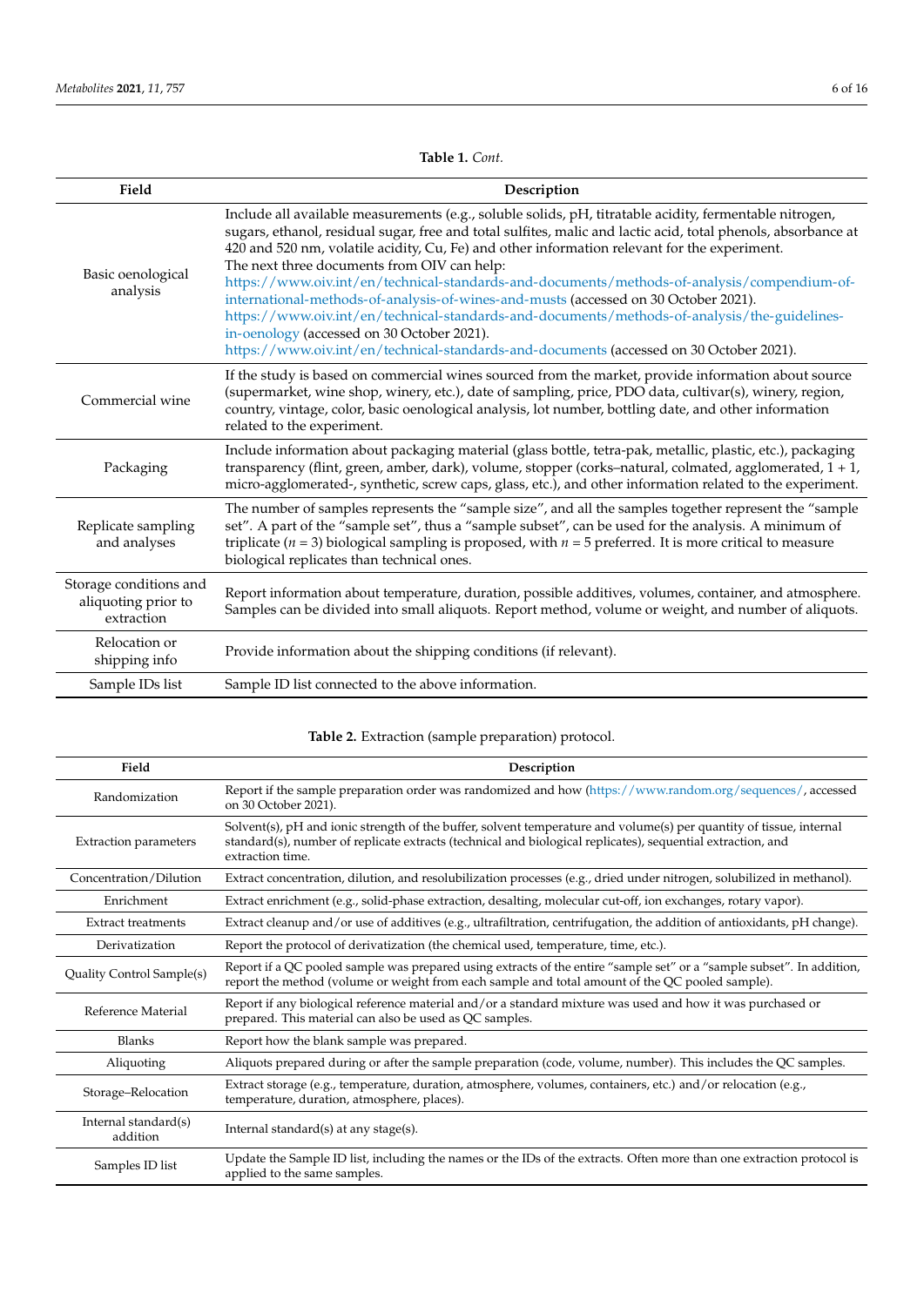**Table 1.** *Cont.*

| Field | Description |
| --- | --- |
| Basic oenological analysis | Include all available measurements (e.g., soluble solids, pH, titratable acidity, fermentable nitrogen, sugars, ethanol, residual sugar, free and total sulfites, malic and lactic acid, total phenols, absorbance at 420 and 520 nm, volatile acidity, Cu, Fe) and other information relevant for the experiment. The next three documents from OIV can help: https://www.oiv.int/en/technical-standards-and-documents/methods-of-analysis/compendium-of-international-methods-of-analysis-of-wines-and-musts (accessed on 30 October 2021). https://www.oiv.int/en/technical-standards-and-documents/methods-of-analysis/the-guidelines-in-oenology (accessed on 30 October 2021). https://www.oiv.int/en/technical-standards-and-documents (accessed on 30 October 2021). |
| Commercial wine | If the study is based on commercial wines sourced from the market, provide information about source (supermarket, wine shop, winery, etc.), date of sampling, price, PDO data, cultivar(s), winery, region, country, vintage, color, basic oenological analysis, lot number, bottling date, and other information related to the experiment. |
| Packaging | Include information about packaging material (glass bottle, tetra-pak, metallic, plastic, etc.), packaging transparency (flint, green, amber, dark), volume, stopper (corks–natural, colmated, agglomerated, 1 + 1, micro-agglomerated-, synthetic, screw caps, glass, etc.), and other information related to the experiment. |
| Replicate sampling and analyses | The number of samples represents the "sample size", and all the samples together represent the "sample set". A part of the "sample set", thus a "sample subset", can be used for the analysis. A minimum of triplicate ($n = 3$) biological sampling is proposed, with $n = 5$ preferred. It is more critical to measure biological replicates than technical ones. |
| Storage conditions and aliquoting prior to extraction | Report information about temperature, duration, possible additives, volumes, container, and atmosphere. Samples can be divided into small aliquots. Report method, volume or weight, and number of aliquots. |
| Relocation or shipping info | Provide information about the shipping conditions (if relevant). |
| Sample IDs list | Sample ID list connected to the above information. |

**Table 2.** Extraction (sample preparation) protocol.

| Field | Description |
| --- | --- |
| Randomization | Report if the sample preparation order was randomized and how (https://www.random.org/sequences/, accessed on 30 October 2021). |
| Extraction parameters | Solvent(s), pH and ionic strength of the buffer, solvent temperature and volume(s) per quantity of tissue, internal standard(s), number of replicate extracts (technical and biological replicates), sequential extraction, and extraction time. |
| Concentration/Dilution | Extract concentration, dilution, and resolubilization processes (e.g., dried under nitrogen, solubilized in methanol). |
| Enrichment | Extract enrichment (e.g., solid-phase extraction, desalting, molecular cut-off, ion exchanges, rotary vapor). |
| Extract treatments | Extract cleanup and/or use of additives (e.g., ultrafiltration, centrifugation, the addition of antioxidants, pH change). |
| Derivatization | Report the protocol of derivatization (the chemical used, temperature, time, etc.). |
| Quality Control Sample(s) | Report if a QC pooled sample was prepared using extracts of the entire "sample set" or a "sample subset". In addition, report the method (volume or weight from each sample and total amount of the QC pooled sample). |
| Reference Material | Report if any biological reference material and/or a standard mixture was used and how it was purchased or prepared. This material can also be used as QC samples. |
| Blanks | Report how the blank sample was prepared. |
| Aliquoting | Aliquots prepared during or after the sample preparation (code, volume, number). This includes the QC samples. |
| Storage–Relocation | Extract storage (e.g., temperature, duration, atmosphere, volumes, containers, etc.) and/or relocation (e.g., temperature, duration, atmosphere, places). |
| Internal standard(s) addition | Internal standard(s) at any stage(s). |
| Samples ID list | Update the Sample ID list, including the names or the IDs of the extracts. Often more than one extraction protocol is applied to the same samples. |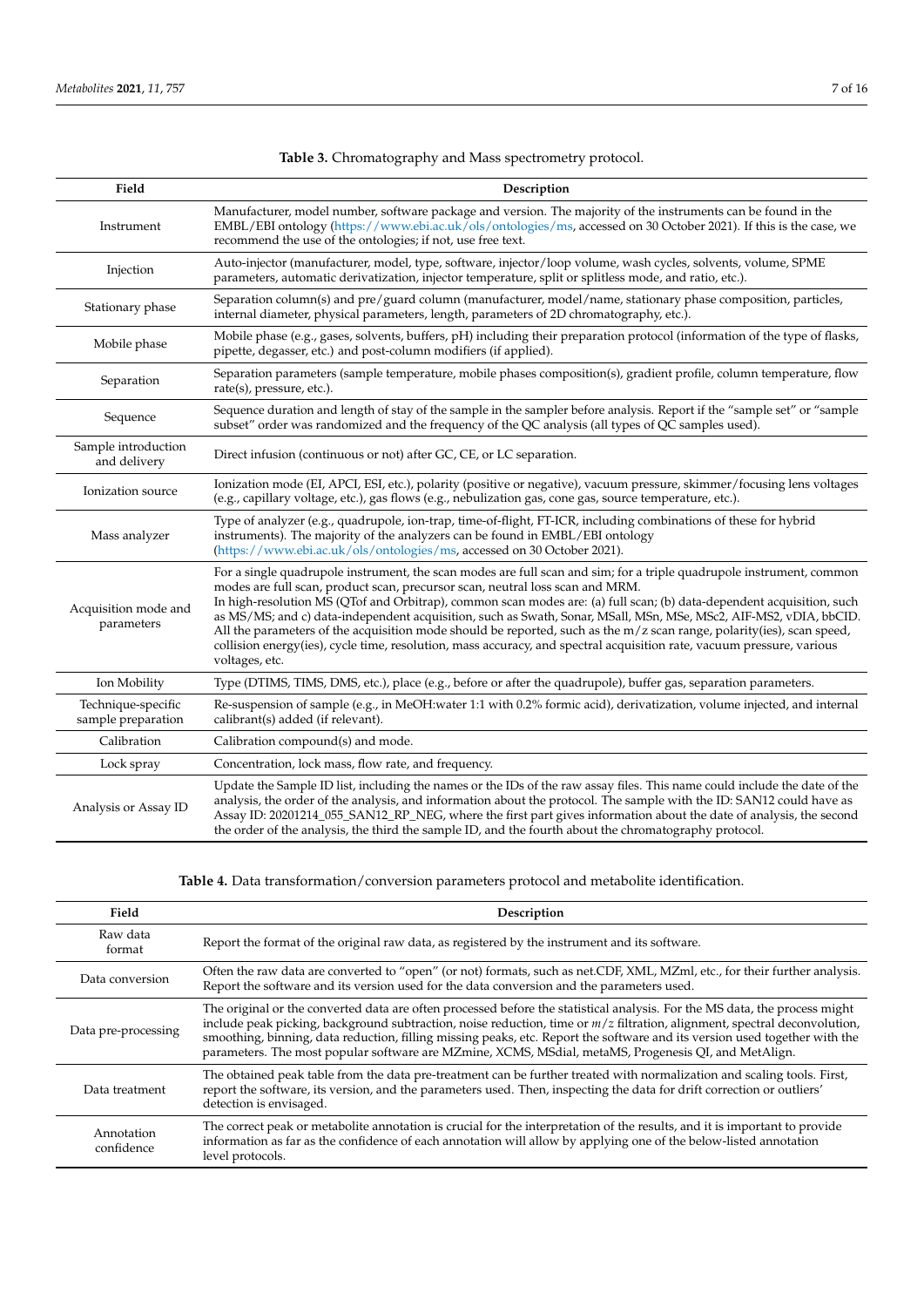**Table 3.** Chromatography and Mass spectrometry protocol.

| Field | Description |
|---|---|
| Instrument | Manufacturer, model number, software package and version. The majority of the instruments can be found in the EMBL/EBI ontology (https://www.ebi.ac.uk/ols/ontologies/ms, accessed on 30 October 2021). If this is the case, we recommend the use of the ontologies; if not, use free text. |
| Injection | Auto-injector (manufacturer, model, type, software, injector/loop volume, wash cycles, solvents, volume, SPME parameters, automatic derivatization, injector temperature, split or splitless mode, and ratio, etc.). |
| Stationary phase | Separation column(s) and pre/guard column (manufacturer, model/name, stationary phase composition, particles, internal diameter, physical parameters, length, parameters of 2D chromatography, etc.). |
| Mobile phase | Mobile phase (e.g., gases, solvents, buffers, pH) including their preparation protocol (information of the type of flasks, pipette, degasser, etc.) and post-column modifiers (if applied). |
| Separation | Separation parameters (sample temperature, mobile phases composition(s), gradient profile, column temperature, flow rate(s), pressure, etc.). |
| Sequence | Sequence duration and length of stay of the sample in the sampler before analysis. Report if the "sample set" or "sample subset" order was randomized and the frequency of the QC analysis (all types of QC samples used). |
| Sample introduction and delivery | Direct infusion (continuous or not) after GC, CE, or LC separation. |
| Ionization source | Ionization mode (EI, APCI, ESI, etc.), polarity (positive or negative), vacuum pressure, skimmer/focusing lens voltages (e.g., capillary voltage, etc.), gas flows (e.g., nebulization gas, cone gas, source temperature, etc.). |
| Mass analyzer | Type of analyzer (e.g., quadrupole, ion-trap, time-of-flight, FT-ICR, including combinations of these for hybrid instruments). The majority of the analyzers can be found in EMBL/EBI ontology (https://www.ebi.ac.uk/ols/ontologies/ms, accessed on 30 October 2021). |
| Acquisition mode and parameters | For a single quadrupole instrument, the scan modes are full scan and sim; for a triple quadrupole instrument, common modes are full scan, product scan, precursor scan, neutral loss scan and MRM. In high-resolution MS (QTof and Orbitrap), common scan modes are: (a) full scan; (b) data-dependent acquisition, such as MS/MS; and c) data-independent acquisition, such as Swath, Sonar, MSall, MSn, MSe, MSc2, AIF-MS2, vDIA, bbCID. All the parameters of the acquisition mode should be reported, such as the m/z scan range, polarity(ies), scan speed, collision energy(ies), cycle time, resolution, mass accuracy, and spectral acquisition rate, vacuum pressure, various voltages, etc. |
| Ion Mobility | Type (DTIMS, TIMS, DMS, etc.), place (e.g., before or after the quadrupole), buffer gas, separation parameters. |
| Technique-specific sample preparation | Re-suspension of sample (e.g., in MeOH:water 1:1 with 0.2% formic acid), derivatization, volume injected, and internal calibrant(s) added (if relevant). |
| Calibration | Calibration compound(s) and mode. |
| Lock spray | Concentration, lock mass, flow rate, and frequency. |
| Analysis or Assay ID | Update the Sample ID list, including the names or the IDs of the raw assay files. This name could include the date of the analysis, the order of the analysis, and information about the protocol. The sample with the ID: SAN12 could have as Assay ID: 20201214_055_SAN12_RP_NEG, where the first part gives information about the date of analysis, the second the order of the analysis, the third the sample ID, and the fourth about the chromatography protocol. |

**Table 4.** Data transformation/conversion parameters protocol and metabolite identification.

| Field | Description |
|---|---|
| Raw data format | Report the format of the original raw data, as registered by the instrument and its software. |
| Data conversion | Often the raw data are converted to "open" (or not) formats, such as net.CDF, XML, MZml, etc., for their further analysis. Report the software and its version used for the data conversion and the parameters used. |
| Data pre-processing | The original or the converted data are often processed before the statistical analysis. For the MS data, the process might include peak picking, background subtraction, noise reduction, time or $m/z$ filtration, alignment, spectral deconvolution, smoothing, binning, data reduction, filling missing peaks, etc. Report the software and its version used together with the parameters. The most popular software are MZmine, XCMS, MSdial, metaMS, Progenesis QI, and MetAlign. |
| Data treatment | The obtained peak table from the data pre-treatment can be further treated with normalization and scaling tools. First, report the software, its version, and the parameters used. Then, inspecting the data for drift correction or outliers' detection is envisaged. |
| Annotation confidence | The correct peak or metabolite annotation is crucial for the interpretation of the results, and it is important to provide information as far as the confidence of each annotation will allow by applying one of the below-listed annotation level protocols. |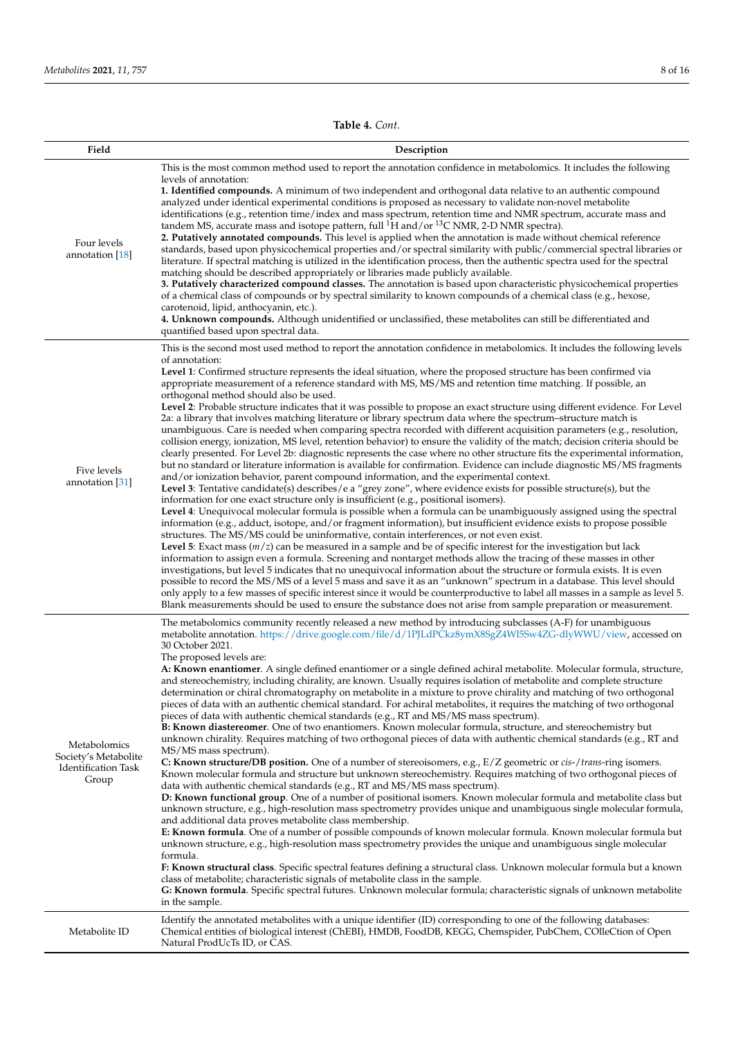**Table 4.** *Cont.*

| Field | Description |
| --- | --- |
| Four levels annotation [18] | This is the most common method used to report the annotation confidence in metabolomics. It includes the following levels of annotation:<br>**1. Identified compounds.** A minimum of two independent and orthogonal data relative to an authentic compound analyzed under identical experimental conditions is proposed as necessary to validate non-novel metabolite identifications (e.g., retention time/index and mass spectrum, retention time and NMR spectrum, accurate mass and tandem MS, accurate mass and isotope pattern, full $^{1}$H and/or $^{13}$C NMR, 2-D NMR spectra).<br>**2. Putatively annotated compounds.** This level is applied when the annotation is made without chemical reference standards, based upon physicochemical properties and/or spectral similarity with public/commercial spectral libraries or literature. If spectral matching is utilized in the identification process, then the authentic spectra used for the spectral matching should be described appropriately or libraries made publicly available.<br>**3. Putatively characterized compound classes.** The annotation is based upon characteristic physicochemical properties of a chemical class of compounds or by spectral similarity to known compounds of a chemical class (e.g., hexose, carotenoid, lipid, anthocyanin, etc.).<br>**4. Unknown compounds.** Although unidentified or unclassified, these metabolites can still be differentiated and quantified based upon spectral data. |
| Five levels annotation [31] | This is the second most used method to report the annotation confidence in metabolomics. It includes the following levels of annotation:<br>**Level 1**: Confirmed structure represents the ideal situation, where the proposed structure has been confirmed via appropriate measurement of a reference standard with MS, MS/MS and retention time matching. If possible, an orthogonal method should also be used.<br>**Level 2**: Probable structure indicates that it was possible to propose an exact structure using different evidence. For Level 2a: a library that involves matching literature or library spectrum data where the spectrum–structure match is unambiguous. Care is needed when comparing spectra recorded with different acquisition parameters (e.g., resolution, collision energy, ionization, MS level, retention behavior) to ensure the validity of the match; decision criteria should be clearly presented. For Level 2b: diagnostic represents the case where no other structure fits the experimental information, but no standard or literature information is available for confirmation. Evidence can include diagnostic MS/MS fragments and/or ionization behavior, parent compound information, and the experimental context.<br>**Level 3**: Tentative candidate(s) describes/e a "grey zone", where evidence exists for possible structure(s), but the information for one exact structure only is insufficient (e.g., positional isomers).<br>**Level 4**: Unequivocal molecular formula is possible when a formula can be unambiguously assigned using the spectral information (e.g., adduct, isotope, and/or fragment information), but insufficient evidence exists to propose possible structures. The MS/MS could be uninformative, contain interferences, or not even exist.<br>**Level 5**: Exact mass ($m/z$) can be measured in a sample and be of specific interest for the investigation but lack information to assign even a formula. Screening and nontarget methods allow the tracing of these masses in other investigations, but level 5 indicates that no unequivocal information about the structure or formula exists. It is even possible to record the MS/MS of a level 5 mass and save it as an "unknown" spectrum in a database. This level should only apply to a few masses of specific interest since it would be counterproductive to label all masses in a sample as level 5. Blank measurements should be used to ensure the substance does not arise from sample preparation or measurement. |
| Metabolomics Society's Metabolite Identification Task Group | The metabolomics community recently released a new method by introducing subclasses (A-F) for unambiguous metabolite annotation. https://drive.google.com/file/d/1PJLdPCkz8ymX8SgZ4Wl5Sw4ZG-dlyWWU/view, accessed on 30 October 2021.<br>The proposed levels are:<br>**A: Known enantiomer**. A single defined enantiomer or a single defined achiral metabolite. Molecular formula, structure, and stereochemistry, including chirality, are known. Usually requires isolation of metabolite and complete structure determination or chiral chromatography on metabolite in a mixture to prove chirality and matching of two orthogonal pieces of data with an authentic chemical standard. For achiral metabolites, it requires the matching of two orthogonal pieces of data with authentic chemical standards (e.g., RT and MS/MS mass spectrum).<br>**B: Known diastereomer**. One of two enantiomers. Known molecular formula, structure, and stereochemistry but unknown chirality. Requires matching of two orthogonal pieces of data with authentic chemical standards (e.g., RT and MS/MS mass spectrum).<br>**C: Known structure/DB position.** One of a number of stereoisomers, e.g., E/Z geometric or *cis*-/*trans*-ring isomers. Known molecular formula and structure but unknown stereochemistry. Requires matching of two orthogonal pieces of data with authentic chemical standards (e.g., RT and MS/MS mass spectrum).<br>**D: Known functional group**. One of a number of positional isomers. Known molecular formula and metabolite class but unknown structure, e.g., high-resolution mass spectrometry provides unique and unambiguous single molecular formula, and additional data proves metabolite class membership.<br>**E: Known formula**. One of a number of possible compounds of known molecular formula. Known molecular formula but unknown structure, e.g., high-resolution mass spectrometry provides the unique and unambiguous single molecular formula.<br>**F: Known structural class**. Specific spectral features defining a structural class. Unknown molecular formula but a known class of metabolite; characteristic signals of metabolite class in the sample.<br>**G: Known formula**. Specific spectral futures. Unknown molecular formula; characteristic signals of unknown metabolite in the sample. |
| Metabolite ID | Identify the annotated metabolites with a unique identifier (ID) corresponding to one of the following databases: Chemical entities of biological interest (ChEBI), HMDB, FoodDB, KEGG, Chemspider, PubChem, COlleCtion of Open Natural ProdUcTs ID, or CAS. |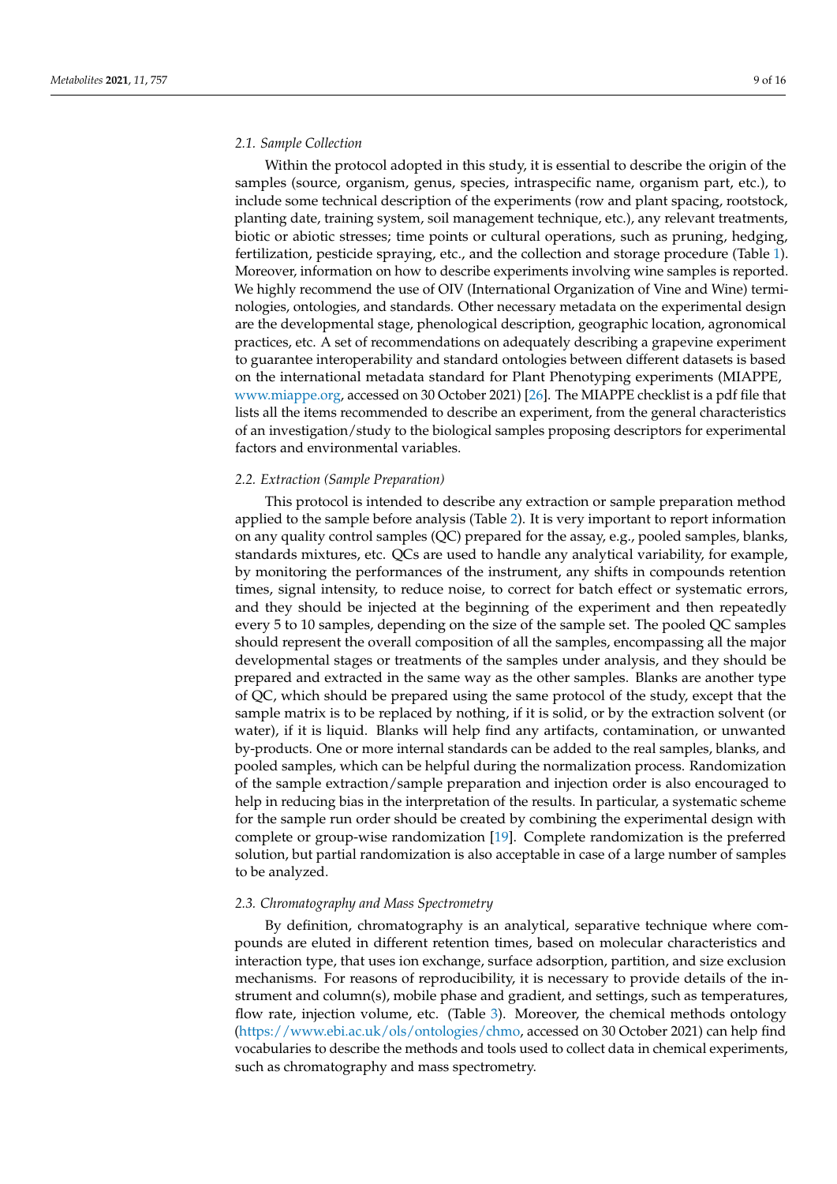### 2.1. Sample Collection

Within the protocol adopted in this study, it is essential to describe the origin of the samples (source, organism, genus, species, intraspecific name, organism part, etc.), to include some technical description of the experiments (row and plant spacing, rootstock, planting date, training system, soil management technique, etc.), any relevant treatments, biotic or abiotic stresses; time points or cultural operations, such as pruning, hedging, fertilization, pesticide spraying, etc., and the collection and storage procedure (Table 1). Moreover, information on how to describe experiments involving wine samples is reported. We highly recommend the use of OIV (International Organization of Vine and Wine) terminologies, ontologies, and standards. Other necessary metadata on the experimental design are the developmental stage, phenological description, geographic location, agronomical practices, etc. A set of recommendations on adequately describing a grapevine experiment to guarantee interoperability and standard ontologies between different datasets is based on the international metadata standard for Plant Phenotyping experiments (MIAPPE, www.miappe.org, accessed on 30 October 2021) [26]. The MIAPPE checklist is a pdf file that lists all the items recommended to describe an experiment, from the general characteristics of an investigation/study to the biological samples proposing descriptors for experimental factors and environmental variables.

### 2.2. Extraction (Sample Preparation)

This protocol is intended to describe any extraction or sample preparation method applied to the sample before analysis (Table 2). It is very important to report information on any quality control samples (QC) prepared for the assay, e.g., pooled samples, blanks, standards mixtures, etc. QCs are used to handle any analytical variability, for example, by monitoring the performances of the instrument, any shifts in compounds retention times, signal intensity, to reduce noise, to correct for batch effect or systematic errors, and they should be injected at the beginning of the experiment and then repeatedly every 5 to 10 samples, depending on the size of the sample set. The pooled QC samples should represent the overall composition of all the samples, encompassing all the major developmental stages or treatments of the samples under analysis, and they should be prepared and extracted in the same way as the other samples. Blanks are another type of QC, which should be prepared using the same protocol of the study, except that the sample matrix is to be replaced by nothing, if it is solid, or by the extraction solvent (or water), if it is liquid. Blanks will help find any artifacts, contamination, or unwanted by-products. One or more internal standards can be added to the real samples, blanks, and pooled samples, which can be helpful during the normalization process. Randomization of the sample extraction/sample preparation and injection order is also encouraged to help in reducing bias in the interpretation of the results. In particular, a systematic scheme for the sample run order should be created by combining the experimental design with complete or group-wise randomization [19]. Complete randomization is the preferred solution, but partial randomization is also acceptable in case of a large number of samples to be analyzed.

### 2.3. Chromatography and Mass Spectrometry

By definition, chromatography is an analytical, separative technique where compounds are eluted in different retention times, based on molecular characteristics and interaction type, that uses ion exchange, surface adsorption, partition, and size exclusion mechanisms. For reasons of reproducibility, it is necessary to provide details of the instrument and column(s), mobile phase and gradient, and settings, such as temperatures, flow rate, injection volume, etc. (Table 3). Moreover, the chemical methods ontology (https://www.ebi.ac.uk/ols/ontologies/chmo, accessed on 30 October 2021) can help find vocabularies to describe the methods and tools used to collect data in chemical experiments, such as chromatography and mass spectrometry.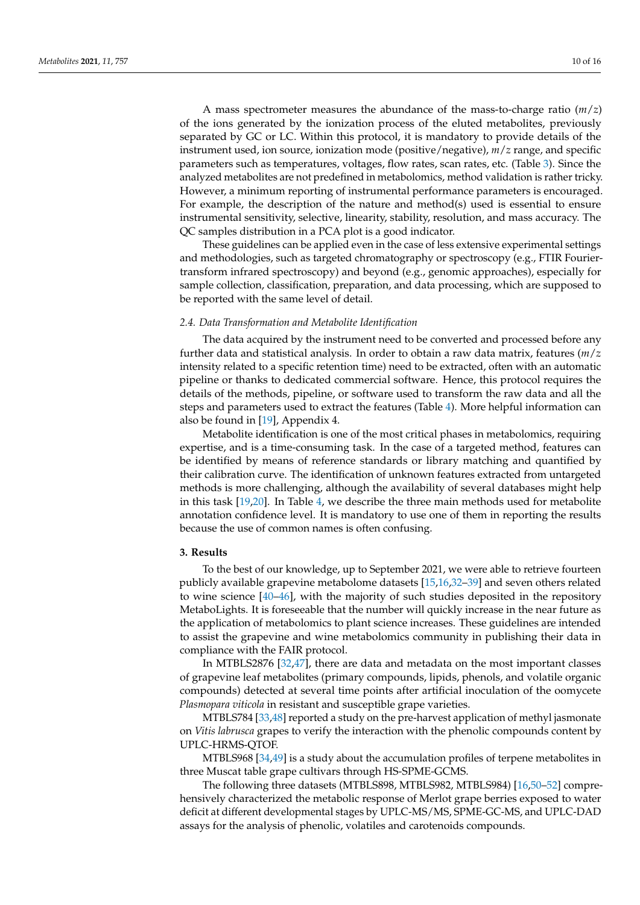A mass spectrometer measures the abundance of the mass-to-charge ratio ($m/z$) of the ions generated by the ionization process of the eluted metabolites, previously separated by GC or LC. Within this protocol, it is mandatory to provide details of the instrument used, ion source, ionization mode (positive/negative), $m/z$ range, and specific parameters such as temperatures, voltages, flow rates, scan rates, etc. (Table 3). Since the analyzed metabolites are not predefined in metabolomics, method validation is rather tricky. However, a minimum reporting of instrumental performance parameters is encouraged. For example, the description of the nature and method(s) used is essential to ensure instrumental sensitivity, selective, linearity, stability, resolution, and mass accuracy. The QC samples distribution in a PCA plot is a good indicator.

These guidelines can be applied even in the case of less extensive experimental settings and methodologies, such as targeted chromatography or spectroscopy (e.g., FTIR Fourier-transform infrared spectroscopy) and beyond (e.g., genomic approaches), especially for sample collection, classification, preparation, and data processing, which are supposed to be reported with the same level of detail.

### *2.4. Data Transformation and Metabolite Identification*

The data acquired by the instrument need to be converted and processed before any further data and statistical analysis. In order to obtain a raw data matrix, features ($m/z$ intensity related to a specific retention time) need to be extracted, often with an automatic pipeline or thanks to dedicated commercial software. Hence, this protocol requires the details of the methods, pipeline, or software used to transform the raw data and all the steps and parameters used to extract the features (Table 4). More helpful information can also be found in [19], Appendix 4.

Metabolite identification is one of the most critical phases in metabolomics, requiring expertise, and is a time-consuming task. In the case of a targeted method, features can be identified by means of reference standards or library matching and quantified by their calibration curve. The identification of unknown features extracted from untargeted methods is more challenging, although the availability of several databases might help in this task [19,20]. In Table 4, we describe the three main methods used for metabolite annotation confidence level. It is mandatory to use one of them in reporting the results because the use of common names is often confusing.

## **3. Results**

To the best of our knowledge, up to September 2021, we were able to retrieve fourteen publicly available grapevine metabolome datasets [15,16,32–39] and seven others related to wine science [40–46], with the majority of such studies deposited in the repository MetaboLights. It is foreseeable that the number will quickly increase in the near future as the application of metabolomics to plant science increases. These guidelines are intended to assist the grapevine and wine metabolomics community in publishing their data in compliance with the FAIR protocol.

In MTBLS2876 [32,47], there are data and metadata on the most important classes of grapevine leaf metabolites (primary compounds, lipids, phenols, and volatile organic compounds) detected at several time points after artificial inoculation of the oomycete *Plasmopara viticola* in resistant and susceptible grape varieties.

MTBLS784 [33,48] reported a study on the pre-harvest application of methyl jasmonate on *Vitis labrusca* grapes to verify the interaction with the phenolic compounds content by UPLC-HRMS-QTOF.

MTBLS968 [34,49] is a study about the accumulation profiles of terpene metabolites in three Muscat table grape cultivars through HS-SPME-GCMS.

The following three datasets (MTBLS898, MTBLS982, MTBLS984) [16,50–52] comprehensively characterized the metabolic response of Merlot grape berries exposed to water deficit at different developmental stages by UPLC-MS/MS, SPME-GC-MS, and UPLC-DAD assays for the analysis of phenolic, volatiles and carotenoids compounds.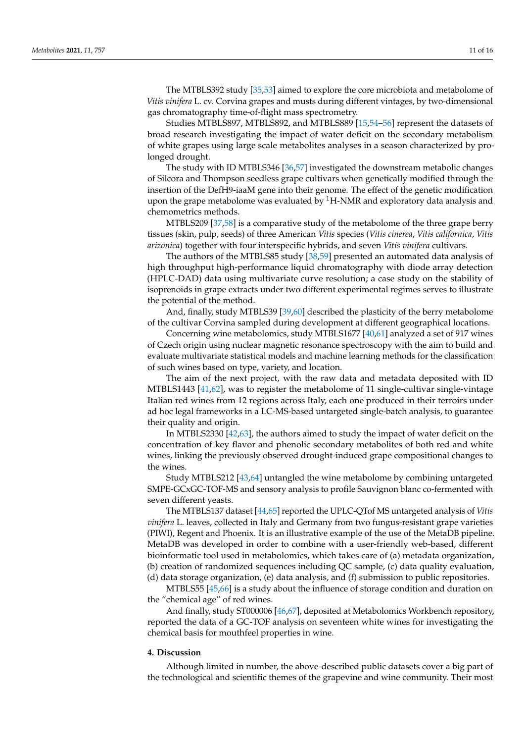The MTBLS392 study [35,53] aimed to explore the core microbiota and metabolome of *Vitis vinifera* L. cv. Corvina grapes and musts during different vintages, by two-dimensional gas chromatography time-of-flight mass spectrometry.

Studies MTBLS897, MTBLS892, and MTBLS889 [15,54–56] represent the datasets of broad research investigating the impact of water deficit on the secondary metabolism of white grapes using large scale metabolites analyses in a season characterized by prolonged drought.

The study with ID MTBLS346 [36,57] investigated the downstream metabolic changes of Silcora and Thompson seedless grape cultivars when genetically modified through the insertion of the DefH9-iaaM gene into their genome. The effect of the genetic modification upon the grape metabolome was evaluated by $^{1}$H-NMR and exploratory data analysis and chemometrics methods.

MTBLS209 [37,58] is a comparative study of the metabolome of the three grape berry tissues (skin, pulp, seeds) of three American *Vitis* species (*Vitis cinerea*, *Vitis californica*, *Vitis arizonica*) together with four interspecific hybrids, and seven *Vitis vinifera* cultivars.

The authors of the MTBLS85 study [38,59] presented an automated data analysis of high throughput high-performance liquid chromatography with diode array detection (HPLC-DAD) data using multivariate curve resolution; a case study on the stability of isoprenoids in grape extracts under two different experimental regimes serves to illustrate the potential of the method.

And, finally, study MTBLS39 [39,60] described the plasticity of the berry metabolome of the cultivar Corvina sampled during development at different geographical locations.

Concerning wine metabolomics, study MTBLS1677 [40,61] analyzed a set of 917 wines of Czech origin using nuclear magnetic resonance spectroscopy with the aim to build and evaluate multivariate statistical models and machine learning methods for the classification of such wines based on type, variety, and location.

The aim of the next project, with the raw data and metadata deposited with ID MTBLS1443 [41,62], was to register the metabolome of 11 single-cultivar single-vintage Italian red wines from 12 regions across Italy, each one produced in their terroirs under ad hoc legal frameworks in a LC-MS-based untargeted single-batch analysis, to guarantee their quality and origin.

In MTBLS2330 [42,63], the authors aimed to study the impact of water deficit on the concentration of key flavor and phenolic secondary metabolites of both red and white wines, linking the previously observed drought-induced grape compositional changes to the wines.

Study MTBLS212 [43,64] untangled the wine metabolome by combining untargeted SMPE-GCxGC-TOF-MS and sensory analysis to profile Sauvignon blanc co-fermented with seven different yeasts.

The MTBLS137 dataset [44,65] reported the UPLC-QTof MS untargeted analysis of *Vitis vinifera* L. leaves, collected in Italy and Germany from two fungus-resistant grape varieties (PIWI), Regent and Phoenix. It is an illustrative example of the use of the MetaDB pipeline. MetaDB was developed in order to combine with a user-friendly web-based, different bioinformatic tool used in metabolomics, which takes care of (a) metadata organization, (b) creation of randomized sequences including QC sample, (c) data quality evaluation, (d) data storage organization, (e) data analysis, and (f) submission to public repositories.

MTBLS55 [45,66] is a study about the influence of storage condition and duration on the "chemical age" of red wines.

And finally, study ST000006 [46,67], deposited at Metabolomics Workbench repository, reported the data of a GC-TOF analysis on seventeen white wines for investigating the chemical basis for mouthfeel properties in wine.

## 4. Discussion

Although limited in number, the above-described public datasets cover a big part of the technological and scientific themes of the grapevine and wine community. Their most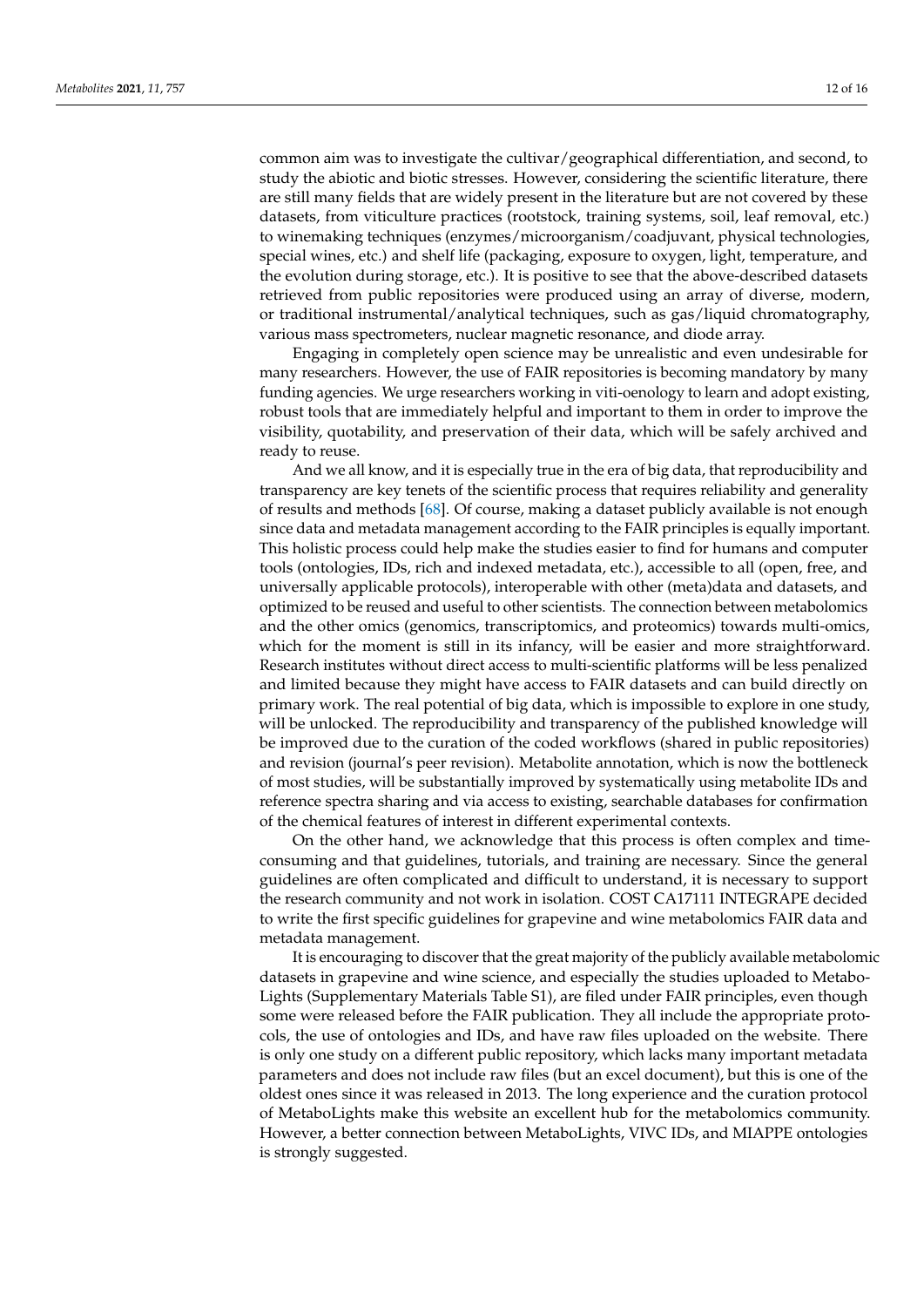common aim was to investigate the cultivar/geographical differentiation, and second, to study the abiotic and biotic stresses. However, considering the scientific literature, there are still many fields that are widely present in the literature but are not covered by these datasets, from viticulture practices (rootstock, training systems, soil, leaf removal, etc.) to winemaking techniques (enzymes/microorganism/coadjuvant, physical technologies, special wines, etc.) and shelf life (packaging, exposure to oxygen, light, temperature, and the evolution during storage, etc.). It is positive to see that the above-described datasets retrieved from public repositories were produced using an array of diverse, modern, or traditional instrumental/analytical techniques, such as gas/liquid chromatography, various mass spectrometers, nuclear magnetic resonance, and diode array.

Engaging in completely open science may be unrealistic and even undesirable for many researchers. However, the use of FAIR repositories is becoming mandatory by many funding agencies. We urge researchers working in viti-oenology to learn and adopt existing, robust tools that are immediately helpful and important to them in order to improve the visibility, quotability, and preservation of their data, which will be safely archived and ready to reuse.

And we all know, and it is especially true in the era of big data, that reproducibility and transparency are key tenets of the scientific process that requires reliability and generality of results and methods [68]. Of course, making a dataset publicly available is not enough since data and metadata management according to the FAIR principles is equally important. This holistic process could help make the studies easier to find for humans and computer tools (ontologies, IDs, rich and indexed metadata, etc.), accessible to all (open, free, and universally applicable protocols), interoperable with other (meta)data and datasets, and optimized to be reused and useful to other scientists. The connection between metabolomics and the other omics (genomics, transcriptomics, and proteomics) towards multi-omics, which for the moment is still in its infancy, will be easier and more straightforward. Research institutes without direct access to multi-scientific platforms will be less penalized and limited because they might have access to FAIR datasets and can build directly on primary work. The real potential of big data, which is impossible to explore in one study, will be unlocked. The reproducibility and transparency of the published knowledge will be improved due to the curation of the coded workflows (shared in public repositories) and revision (journal's peer revision). Metabolite annotation, which is now the bottleneck of most studies, will be substantially improved by systematically using metabolite IDs and reference spectra sharing and via access to existing, searchable databases for confirmation of the chemical features of interest in different experimental contexts.

On the other hand, we acknowledge that this process is often complex and time-consuming and that guidelines, tutorials, and training are necessary. Since the general guidelines are often complicated and difficult to understand, it is necessary to support the research community and not work in isolation. COST CA17111 INTEGRAPE decided to write the first specific guidelines for grapevine and wine metabolomics FAIR data and metadata management.

It is encouraging to discover that the great majority of the publicly available metabolomic datasets in grapevine and wine science, and especially the studies uploaded to MetaboLights (Supplementary Materials Table S1), are filed under FAIR principles, even though some were released before the FAIR publication. They all include the appropriate protocols, the use of ontologies and IDs, and have raw files uploaded on the website. There is only one study on a different public repository, which lacks many important metadata parameters and does not include raw files (but an excel document), but this is one of the oldest ones since it was released in 2013. The long experience and the curation protocol of MetaboLights make this website an excellent hub for the metabolomics community. However, a better connection between MetaboLights, VIVC IDs, and MIAPPE ontologies is strongly suggested.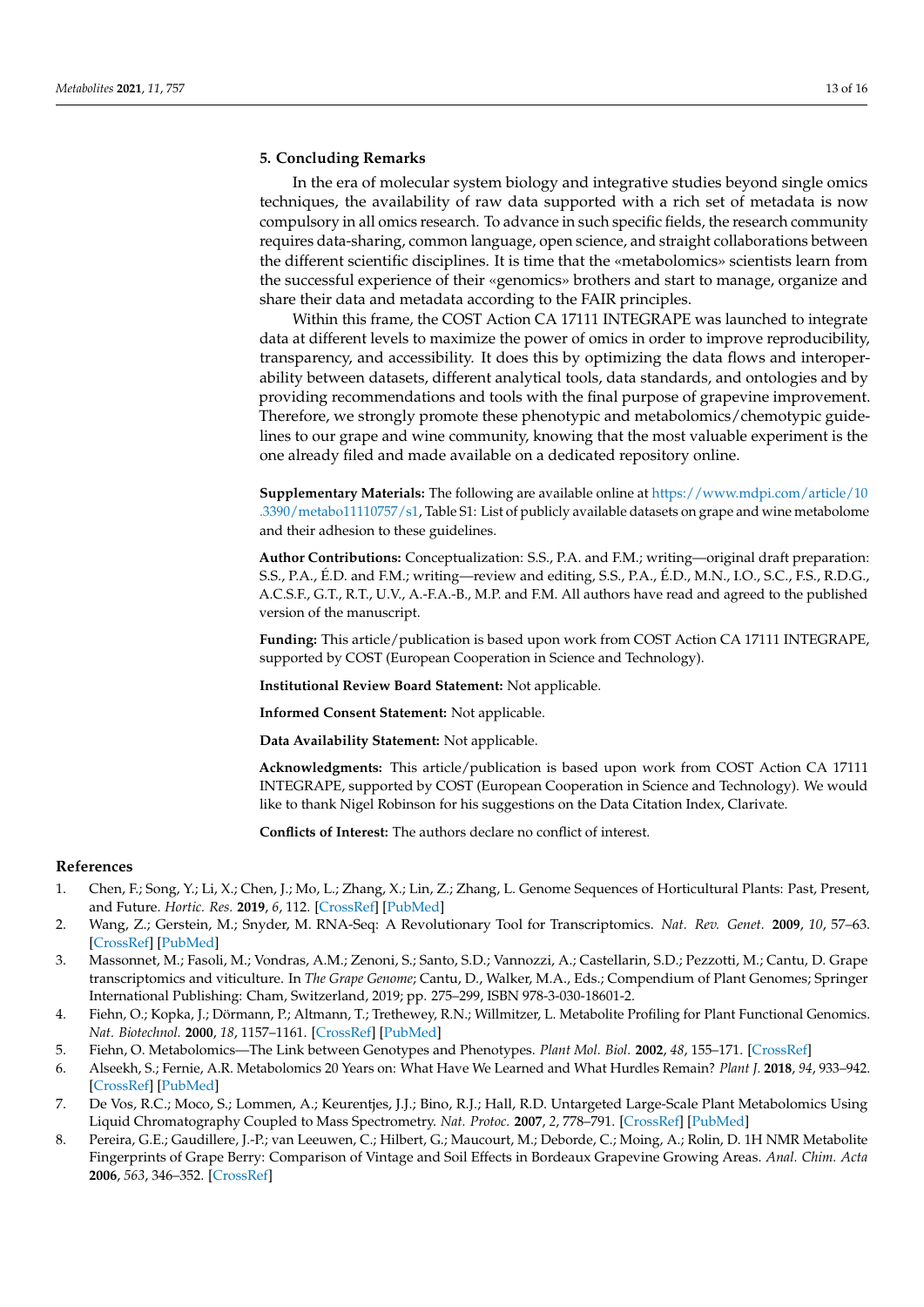## 5. Concluding Remarks

In the era of molecular system biology and integrative studies beyond single omics techniques, the availability of raw data supported with a rich set of metadata is now compulsory in all omics research. To advance in such specific fields, the research community requires data-sharing, common language, open science, and straight collaborations between the different scientific disciplines. It is time that the «metabolomics» scientists learn from the successful experience of their «genomics» brothers and start to manage, organize and share their data and metadata according to the FAIR principles.

Within this frame, the COST Action CA 17111 INTEGRAPE was launched to integrate data at different levels to maximize the power of omics in order to improve reproducibility, transparency, and accessibility. It does this by optimizing the data flows and interoperability between datasets, different analytical tools, data standards, and ontologies and by providing recommendations and tools with the final purpose of grapevine improvement. Therefore, we strongly promote these phenotypic and metabolomics/chemotypic guidelines to our grape and wine community, knowing that the most valuable experiment is the one already filed and made available on a dedicated repository online.

**Supplementary Materials:** The following are available online at https://www.mdpi.com/article/10.3390/metabo11110757/s1, Table S1: List of publicly available datasets on grape and wine metabolome and their adhesion to these guidelines.

**Author Contributions:** Conceptualization: S.S., P.A. and F.M.; writing—original draft preparation: S.S., P.A., É.D. and F.M.; writing—review and editing, S.S., P.A., É.D., M.N., I.O., S.C., F.S., R.D.G., A.C.S.F., G.T., R.T., U.V., A.-F.A.-B., M.P. and F.M. All authors have read and agreed to the published version of the manuscript.

**Funding:** This article/publication is based upon work from COST Action CA 17111 INTEGRAPE, supported by COST (European Cooperation in Science and Technology).

**Institutional Review Board Statement:** Not applicable.

**Informed Consent Statement:** Not applicable.

**Data Availability Statement:** Not applicable.

**Acknowledgments:** This article/publication is based upon work from COST Action CA 17111 INTEGRAPE, supported by COST (European Cooperation in Science and Technology). We would like to thank Nigel Robinson for his suggestions on the Data Citation Index, Clarivate.

**Conflicts of Interest:** The authors declare no conflict of interest.

## References

1. Chen, F.; Song, Y.; Li, X.; Chen, J.; Mo, L.; Zhang, X.; Lin, Z.; Zhang, L. Genome Sequences of Horticultural Plants: Past, Present, and Future. *Hortic. Res.* **2019**, *6*, 112. [CrossRef] [PubMed]
2. Wang, Z.; Gerstein, M.; Snyder, M. RNA-Seq: A Revolutionary Tool for Transcriptomics. *Nat. Rev. Genet.* **2009**, *10*, 57–63. [CrossRef] [PubMed]
3. Massonnet, M.; Fasoli, M.; Vondras, A.M.; Zenoni, S.; Santo, S.D.; Vannozzi, A.; Castellarin, S.D.; Pezzotti, M.; Cantu, D. Grape transcriptomics and viticulture. In *The Grape Genome*; Cantu, D., Walker, M.A., Eds.; Compendium of Plant Genomes; Springer International Publishing: Cham, Switzerland, 2019; pp. 275–299, ISBN 978-3-030-18601-2.
4. Fiehn, O.; Kopka, J.; Dörmann, P.; Altmann, T.; Trethewey, R.N.; Willmitzer, L. Metabolite Profiling for Plant Functional Genomics. *Nat. Biotechnol.* **2000**, *18*, 1157–1161. [CrossRef] [PubMed]
5. Fiehn, O. Metabolomics—The Link between Genotypes and Phenotypes. *Plant Mol. Biol.* **2002**, *48*, 155–171. [CrossRef]
6. Alseekh, S.; Fernie, A.R. Metabolomics 20 Years on: What Have We Learned and What Hurdles Remain? *Plant J.* **2018**, *94*, 933–942. [CrossRef] [PubMed]
7. De Vos, R.C.; Moco, S.; Lommen, A.; Keurentjes, J.J.; Bino, R.J.; Hall, R.D. Untargeted Large-Scale Plant Metabolomics Using Liquid Chromatography Coupled to Mass Spectrometry. *Nat. Protoc.* **2007**, *2*, 778–791. [CrossRef] [PubMed]
8. Pereira, G.E.; Gaudillere, J.-P.; van Leeuwen, C.; Hilbert, G.; Maucourt, M.; Deborde, C.; Moing, A.; Rolin, D. 1H NMR Metabolite Fingerprints of Grape Berry: Comparison of Vintage and Soil Effects in Bordeaux Grapevine Growing Areas. *Anal. Chim. Acta* **2006**, *563*, 346–352. [CrossRef]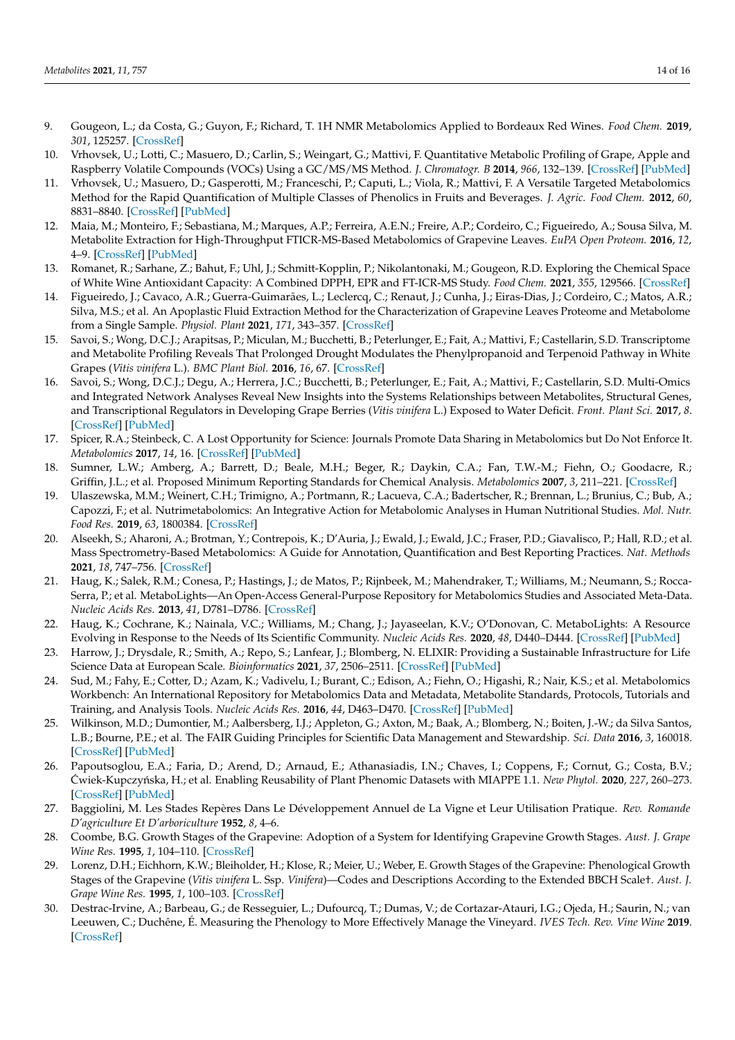9. Gougeon, L.; da Costa, G.; Guyon, F.; Richard, T. 1H NMR Metabolomics Applied to Bordeaux Red Wines. *Food Chem.* **2019**, *301*, 125257. [CrossRef]
10. Vrhovsek, U.; Lotti, C.; Masuero, D.; Carlin, S.; Weingart, G.; Mattivi, F. Quantitative Metabolic Profiling of Grape, Apple and Raspberry Volatile Compounds (VOCs) Using a GC/MS/MS Method. *J. Chromatogr. B* **2014**, *966*, 132–139. [CrossRef] [PubMed]
11. Vrhovsek, U.; Masuero, D.; Gasperotti, M.; Franceschi, P.; Caputi, L.; Viola, R.; Mattivi, F. A Versatile Targeted Metabolomics Method for the Rapid Quantification of Multiple Classes of Phenolics in Fruits and Beverages. *J. Agric. Food Chem.* **2012**, *60*, 8831–8840. [CrossRef] [PubMed]
12. Maia, M.; Monteiro, F.; Sebastiana, M.; Marques, A.P.; Ferreira, A.E.N.; Freire, A.P.; Cordeiro, C.; Figueiredo, A.; Sousa Silva, M. Metabolite Extraction for High-Throughput FTICR-MS-Based Metabolomics of Grapevine Leaves. *EuPA Open Proteom.* **2016**, *12*, 4–9. [CrossRef] [PubMed]
13. Romanet, R.; Sarhane, Z.; Bahut, F.; Uhl, J.; Schmitt-Kopplin, P.; Nikolantonaki, M.; Gougeon, R.D. Exploring the Chemical Space of White Wine Antioxidant Capacity: A Combined DPPH, EPR and FT-ICR-MS Study. *Food Chem.* **2021**, *355*, 129566. [CrossRef]
14. Figueiredo, J.; Cavaco, A.R.; Guerra-Guimarães, L.; Leclercq, C.; Renaut, J.; Cunha, J.; Eiras-Dias, J.; Cordeiro, C.; Matos, A.R.; Silva, M.S.; et al. An Apoplastic Fluid Extraction Method for the Characterization of Grapevine Leaves Proteome and Metabolome from a Single Sample. *Physiol. Plant* **2021**, *171*, 343–357. [CrossRef]
15. Savoi, S.; Wong, D.C.J.; Arapitsas, P.; Miculan, M.; Bucchetti, B.; Peterlunger, E.; Fait, A.; Mattivi, F.; Castellarin, S.D. Transcriptome and Metabolite Profiling Reveals That Prolonged Drought Modulates the Phenylpropanoid and Terpenoid Pathway in White Grapes (*Vitis vinifera* L.). *BMC Plant Biol.* **2016**, *16*, 67. [CrossRef]
16. Savoi, S.; Wong, D.C.J.; Degu, A.; Herrera, J.C.; Bucchetti, B.; Peterlunger, E.; Fait, A.; Mattivi, F.; Castellarin, S.D. Multi-Omics and Integrated Network Analyses Reveal New Insights into the Systems Relationships between Metabolites, Structural Genes, and Transcriptional Regulators in Developing Grape Berries (*Vitis vinifera* L.) Exposed to Water Deficit. *Front. Plant Sci.* **2017**, *8*. [CrossRef] [PubMed]
17. Spicer, R.A.; Steinbeck, C. A Lost Opportunity for Science: Journals Promote Data Sharing in Metabolomics but Do Not Enforce It. *Metabolomics* **2017**, *14*, 16. [CrossRef] [PubMed]
18. Sumner, L.W.; Amberg, A.; Barrett, D.; Beale, M.H.; Beger, R.; Daykin, C.A.; Fan, T.W.-M.; Fiehn, O.; Goodacre, R.; Griffin, J.L.; et al. Proposed Minimum Reporting Standards for Chemical Analysis. *Metabolomics* **2007**, *3*, 211–221. [CrossRef]
19. Ulaszewska, M.M.; Weinert, C.H.; Trimigno, A.; Portmann, R.; Lacueva, C.A.; Badertscher, R.; Brennan, L.; Brunius, C.; Bub, A.; Capozzi, F.; et al. Nutrimetabolomics: An Integrative Action for Metabolomic Analyses in Human Nutritional Studies. *Mol. Nutr. Food Res.* **2019**, *63*, 1800384. [CrossRef]
20. Alseekh, S.; Aharoni, A.; Brotman, Y.; Contrepois, K.; D'Auria, J.; Ewald, J.; Ewald, J.C.; Fraser, P.D.; Giavalisco, P.; Hall, R.D.; et al. Mass Spectrometry-Based Metabolomics: A Guide for Annotation, Quantification and Best Reporting Practices. *Nat. Methods* **2021**, *18*, 747–756. [CrossRef]
21. Haug, K.; Salek, R.M.; Conesa, P.; Hastings, J.; de Matos, P.; Rijnbeek, M.; Mahendraker, T.; Williams, M.; Neumann, S.; Rocca-Serra, P.; et al. MetaboLights—An Open-Access General-Purpose Repository for Metabolomics Studies and Associated Meta-Data. *Nucleic Acids Res.* **2013**, *41*, D781–D786. [CrossRef]
22. Haug, K.; Cochrane, K.; Nainala, V.C.; Williams, M.; Chang, J.; Jayaseelan, K.V.; O'Donovan, C. MetaboLights: A Resource Evolving in Response to the Needs of Its Scientific Community. *Nucleic Acids Res.* **2020**, *48*, D440–D444. [CrossRef] [PubMed]
23. Harrow, J.; Drysdale, R.; Smith, A.; Repo, S.; Lanfear, J.; Blomberg, N. ELIXIR: Providing a Sustainable Infrastructure for Life Science Data at European Scale. *Bioinformatics* **2021**, *37*, 2506–2511. [CrossRef] [PubMed]
24. Sud, M.; Fahy, E.; Cotter, D.; Azam, K.; Vadivelu, I.; Burant, C.; Edison, A.; Fiehn, O.; Higashi, R.; Nair, K.S.; et al. Metabolomics Workbench: An International Repository for Metabolomics Data and Metadata, Metabolite Standards, Protocols, Tutorials and Training, and Analysis Tools. *Nucleic Acids Res.* **2016**, *44*, D463–D470. [CrossRef] [PubMed]
25. Wilkinson, M.D.; Dumontier, M.; Aalbersberg, I.J.; Appleton, G.; Axton, M.; Baak, A.; Blomberg, N.; Boiten, J.-W.; da Silva Santos, L.B.; Bourne, P.E.; et al. The FAIR Guiding Principles for Scientific Data Management and Stewardship. *Sci. Data* **2016**, *3*, 160018. [CrossRef] [PubMed]
26. Papoutsoglou, E.A.; Faria, D.; Arend, D.; Arnaud, E.; Athanasiadis, I.N.; Chaves, I.; Coppens, F.; Cornut, G.; Costa, B.V.; Ćwiek-Kupczyńska, H.; et al. Enabling Reusability of Plant Phenomic Datasets with MIAPPE 1.1. *New Phytol.* **2020**, *227*, 260–273. [CrossRef] [PubMed]
27. Baggiolini, M. Les Stades Repères Dans Le Développement Annuel de La Vigne et Leur Utilisation Pratique. *Rev. Romande D'agriculture Et D'arboriculture* **1952**, *8*, 4–6.
28. Coombe, B.G. Growth Stages of the Grapevine: Adoption of a System for Identifying Grapevine Growth Stages. *Aust. J. Grape Wine Res.* **1995**, *1*, 104–110. [CrossRef]
29. Lorenz, D.H.; Eichhorn, K.W.; Bleiholder, H.; Klose, R.; Meier, U.; Weber, E. Growth Stages of the Grapevine: Phenological Growth Stages of the Grapevine (*Vitis vinifera* L. Ssp. *Vinifera*)—Codes and Descriptions According to the Extended BBCH Scale†. *Aust. J. Grape Wine Res.* **1995**, *1*, 100–103. [CrossRef]
30. Destrac-Irvine, A.; Barbeau, G.; de Resseguier, L.; Dufourcq, T.; Dumas, V.; de Cortazar-Atauri, I.G.; Ojeda, H.; Saurin, N.; van Leeuwen, C.; Duchêne, É. Measuring the Phenology to More Effectively Manage the Vineyard. *IVES Tech. Rev. Vine Wine* **2019**. [CrossRef]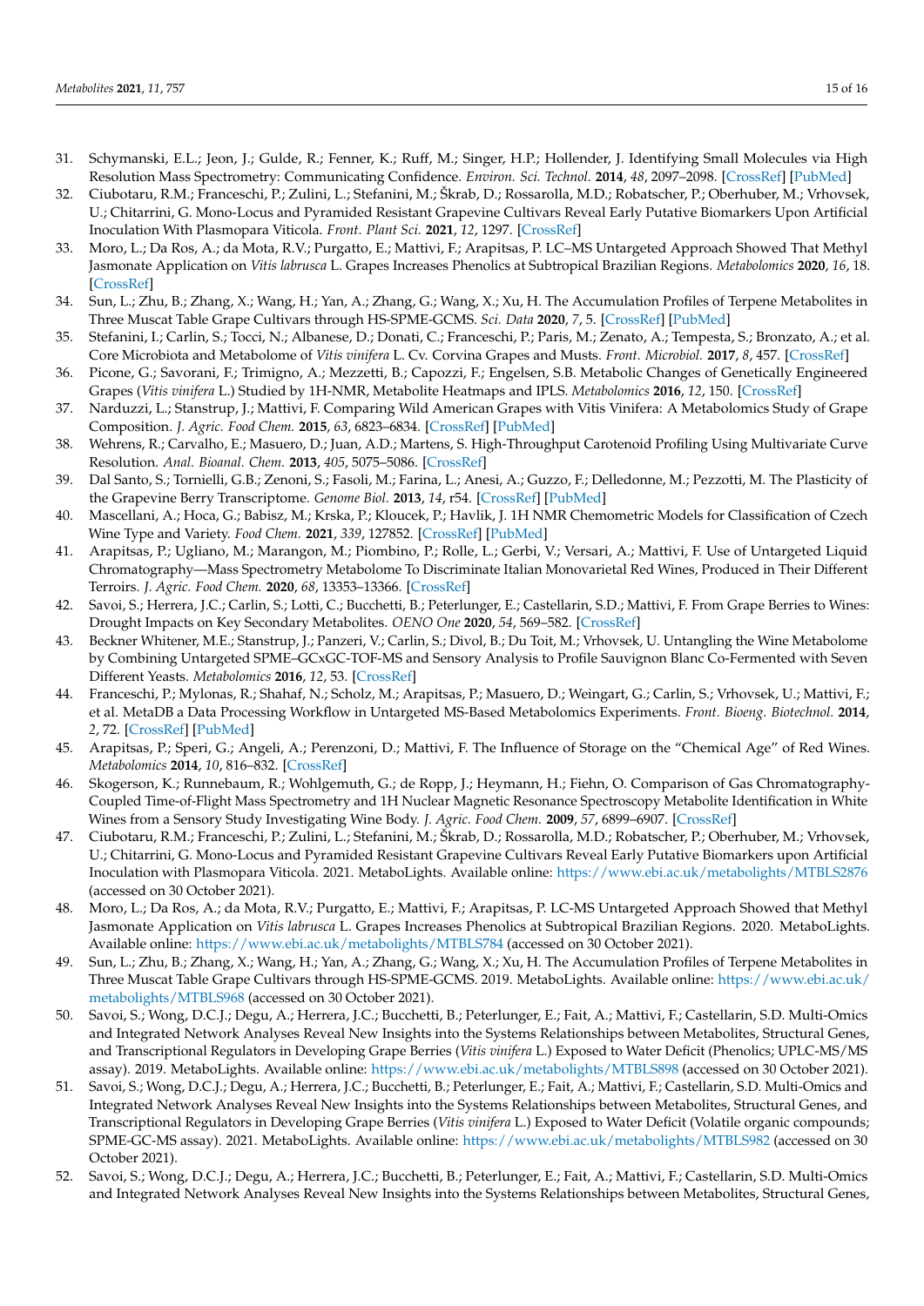31. Schymanski, E.L.; Jeon, J.; Gulde, R.; Fenner, K.; Ruff, M.; Singer, H.P.; Hollender, J. Identifying Small Molecules via High Resolution Mass Spectrometry: Communicating Confidence. *Environ. Sci. Technol.* **2014**, *48*, 2097–2098. [CrossRef] [PubMed]
32. Ciubotaru, R.M.; Franceschi, P.; Zulini, L.; Stefanini, M.; Škrab, D.; Rossarolla, M.D.; Robatscher, P.; Oberhuber, M.; Vrhovsek, U.; Chitarrini, G. Mono-Locus and Pyramided Resistant Grapevine Cultivars Reveal Early Putative Biomarkers Upon Artificial Inoculation With Plasmopara Viticola. *Front. Plant Sci.* **2021**, *12*, 1297. [CrossRef]
33. Moro, L.; Da Ros, A.; da Mota, R.V.; Purgatto, E.; Mattivi, F.; Arapitsas, P. LC–MS Untargeted Approach Showed That Methyl Jasmonate Application on *Vitis labrusca* L. Grapes Increases Phenolics at Subtropical Brazilian Regions. *Metabolomics* **2020**, *16*, 18. [CrossRef]
34. Sun, L.; Zhu, B.; Zhang, X.; Wang, H.; Yan, A.; Zhang, G.; Wang, X.; Xu, H. The Accumulation Profiles of Terpene Metabolites in Three Muscat Table Grape Cultivars through HS-SPME-GCMS. *Sci. Data* **2020**, *7*, 5. [CrossRef] [PubMed]
35. Stefanini, I.; Carlin, S.; Tocci, N.; Albanese, D.; Donati, C.; Franceschi, P.; Paris, M.; Zenato, A.; Tempesta, S.; Bronzato, A.; et al. Core Microbiota and Metabolome of *Vitis vinifera* L. Cv. Corvina Grapes and Musts. *Front. Microbiol.* **2017**, *8*, 457. [CrossRef]
36. Picone, G.; Savorani, F.; Trimigno, A.; Mezzetti, B.; Capozzi, F.; Engelsen, S.B. Metabolic Changes of Genetically Engineered Grapes (*Vitis vinifera* L.) Studied by 1H-NMR, Metabolite Heatmaps and IPLS. *Metabolomics* **2016**, *12*, 150. [CrossRef]
37. Narduzzi, L.; Stanstrup, J.; Mattivi, F. Comparing Wild American Grapes with Vitis Vinifera: A Metabolomics Study of Grape Composition. *J. Agric. Food Chem.* **2015**, *63*, 6823–6834. [CrossRef] [PubMed]
38. Wehrens, R.; Carvalho, E.; Masuero, D.; Juan, A.D.; Martens, S. High-Throughput Carotenoid Profiling Using Multivariate Curve Resolution. *Anal. Bioanal. Chem.* **2013**, *405*, 5075–5086. [CrossRef]
39. Dal Santo, S.; Tornielli, G.B.; Zenoni, S.; Fasoli, M.; Farina, L.; Anesi, A.; Guzzo, F.; Delledonne, M.; Pezzotti, M. The Plasticity of the Grapevine Berry Transcriptome. *Genome Biol.* **2013**, *14*, r54. [CrossRef] [PubMed]
40. Mascellani, A.; Hoca, G.; Babisz, M.; Krska, P.; Kloucek, P.; Havlik, J. 1H NMR Chemometric Models for Classification of Czech Wine Type and Variety. *Food Chem.* **2021**, *339*, 127852. [CrossRef] [PubMed]
41. Arapitsas, P.; Ugliano, M.; Marangon, M.; Piombino, P.; Rolle, L.; Gerbi, V.; Versari, A.; Mattivi, F. Use of Untargeted Liquid Chromatography—Mass Spectrometry Metabolome To Discriminate Italian Monovarietal Red Wines, Produced in Their Different Terroirs. *J. Agric. Food Chem.* **2020**, *68*, 13353–13366. [CrossRef]
42. Savoi, S.; Herrera, J.C.; Carlin, S.; Lotti, C.; Bucchetti, B.; Peterlunger, E.; Castellarin, S.D.; Mattivi, F. From Grape Berries to Wines: Drought Impacts on Key Secondary Metabolites. *OENO One* **2020**, *54*, 569–582. [CrossRef]
43. Beckner Whitener, M.E.; Stanstrup, J.; Panzeri, V.; Carlin, S.; Divol, B.; Du Toit, M.; Vrhovsek, U. Untangling the Wine Metabolome by Combining Untargeted SPME–GCxGC-TOF-MS and Sensory Analysis to Profile Sauvignon Blanc Co-Fermented with Seven Different Yeasts. *Metabolomics* **2016**, *12*, 53. [CrossRef]
44. Franceschi, P.; Mylonas, R.; Shahaf, N.; Scholz, M.; Arapitsas, P.; Masuero, D.; Weingart, G.; Carlin, S.; Vrhovsek, U.; Mattivi, F.; et al. MetaDB a Data Processing Workflow in Untargeted MS-Based Metabolomics Experiments. *Front. Bioeng. Biotechnol.* **2014**, *2*, 72. [CrossRef] [PubMed]
45. Arapitsas, P.; Speri, G.; Angeli, A.; Perenzoni, D.; Mattivi, F. The Influence of Storage on the "Chemical Age" of Red Wines. *Metabolomics* **2014**, *10*, 816–832. [CrossRef]
46. Skogerson, K.; Runnebaum, R.; Wohlgemuth, G.; de Ropp, J.; Heymann, H.; Fiehn, O. Comparison of Gas Chromatography-Coupled Time-of-Flight Mass Spectrometry and 1H Nuclear Magnetic Resonance Spectroscopy Metabolite Identification in White Wines from a Sensory Study Investigating Wine Body. *J. Agric. Food Chem.* **2009**, *57*, 6899–6907. [CrossRef]
47. Ciubotaru, R.M.; Franceschi, P.; Zulini, L.; Stefanini, M.; Škrab, D.; Rossarolla, M.D.; Robatscher, P.; Oberhuber, M.; Vrhovsek, U.; Chitarrini, G. Mono-Locus and Pyramided Resistant Grapevine Cultivars Reveal Early Putative Biomarkers upon Artificial Inoculation with Plasmopara Viticola. 2021. MetaboLights. Available online: https://www.ebi.ac.uk/metabolights/MTBLS2876 (accessed on 30 October 2021).
48. Moro, L.; Da Ros, A.; da Mota, R.V.; Purgatto, E.; Mattivi, F.; Arapitsas, P. LC-MS Untargeted Approach Showed that Methyl Jasmonate Application on *Vitis labrusca* L. Grapes Increases Phenolics at Subtropical Brazilian Regions. 2020. MetaboLights. Available online: https://www.ebi.ac.uk/metabolights/MTBLS784 (accessed on 30 October 2021).
49. Sun, L.; Zhu, B.; Zhang, X.; Wang, H.; Yan, A.; Zhang, G.; Wang, X.; Xu, H. The Accumulation Profiles of Terpene Metabolites in Three Muscat Table Grape Cultivars through HS-SPME-GCMS. 2019. MetaboLights. Available online: https://www.ebi.ac.uk/metabolights/MTBLS968 (accessed on 30 October 2021).
50. Savoi, S.; Wong, D.C.J.; Degu, A.; Herrera, J.C.; Bucchetti, B.; Peterlunger, E.; Fait, A.; Mattivi, F.; Castellarin, S.D. Multi-Omics and Integrated Network Analyses Reveal New Insights into the Systems Relationships between Metabolites, Structural Genes, and Transcriptional Regulators in Developing Grape Berries (*Vitis vinifera* L.) Exposed to Water Deficit (Phenolics; UPLC-MS/MS assay). 2019. MetaboLights. Available online: https://www.ebi.ac.uk/metabolights/MTBLS898 (accessed on 30 October 2021).
51. Savoi, S.; Wong, D.C.J.; Degu, A.; Herrera, J.C.; Bucchetti, B.; Peterlunger, E.; Fait, A.; Mattivi, F.; Castellarin, S.D. Multi-Omics and Integrated Network Analyses Reveal New Insights into the Systems Relationships between Metabolites, Structural Genes, and Transcriptional Regulators in Developing Grape Berries (*Vitis vinifera* L.) Exposed to Water Deficit (Volatile organic compounds; SPME-GC-MS assay). 2021. MetaboLights. Available online: https://www.ebi.ac.uk/metabolights/MTBLS982 (accessed on 30 October 2021).
52. Savoi, S.; Wong, D.C.J.; Degu, A.; Herrera, J.C.; Bucchetti, B.; Peterlunger, E.; Fait, A.; Mattivi, F.; Castellarin, S.D. Multi-Omics and Integrated Network Analyses Reveal New Insights into the Systems Relationships between Metabolites, Structural Genes,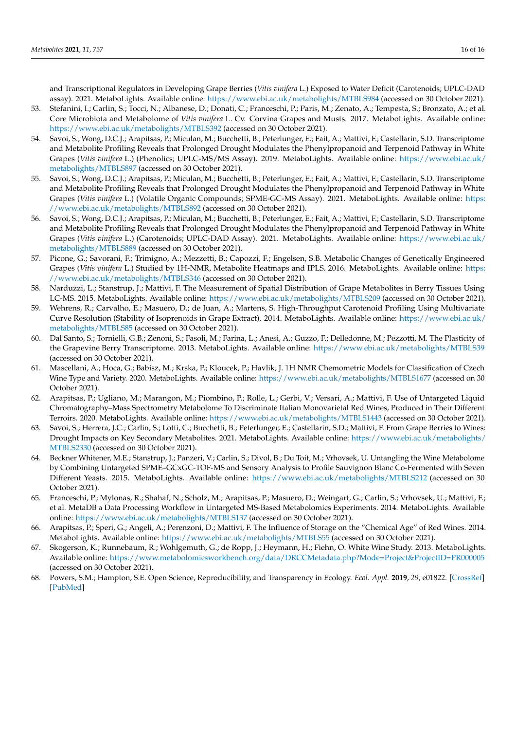and Transcriptional Regulators in Developing Grape Berries (*Vitis vinifera* L.) Exposed to Water Deficit (Carotenoids; UPLC-DAD assay). 2021. MetaboLights. Available online: https://www.ebi.ac.uk/metabolights/MTBLS984 (accessed on 30 October 2021).

53. Stefanini, I.; Carlin, S.; Tocci, N.; Albanese, D.; Donati, C.; Franceschi, P.; Paris, M.; Zenato, A.; Tempesta, S.; Bronzato, A.; et al. Core Microbiota and Metabolome of *Vitis vinifera* L. Cv. Corvina Grapes and Musts. 2017. MetaboLights. Available online: https://www.ebi.ac.uk/metabolights/MTBLS392 (accessed on 30 October 2021).
54. Savoi, S.; Wong, D.C.J.; Arapitsas, P.; Miculan, M.; Bucchetti, B.; Peterlunger, E.; Fait, A.; Mattivi, F.; Castellarin, S.D. Transcriptome and Metabolite Profiling Reveals that Prolonged Drought Modulates the Phenylpropanoid and Terpenoid Pathway in White Grapes (*Vitis vinifera* L.) (Phenolics; UPLC-MS/MS Assay). 2019. MetaboLights. Available online: https://www.ebi.ac.uk/metabolights/MTBLS897 (accessed on 30 October 2021).
55. Savoi, S.; Wong, D.C.J.; Arapitsas, P.; Miculan, M.; Bucchetti, B.; Peterlunger, E.; Fait, A.; Mattivi, F.; Castellarin, S.D. Transcriptome and Metabolite Profiling Reveals that Prolonged Drought Modulates the Phenylpropanoid and Terpenoid Pathway in White Grapes (*Vitis vinifera* L.) (Volatile Organic Compounds; SPME-GC-MS Assay). 2021. MetaboLights. Available online: https://www.ebi.ac.uk/metabolights/MTBLS892 (accessed on 30 October 2021).
56. Savoi, S.; Wong, D.C.J.; Arapitsas, P.; Miculan, M.; Bucchetti, B.; Peterlunger, E.; Fait, A.; Mattivi, F.; Castellarin, S.D. Transcriptome and Metabolite Profiling Reveals that Prolonged Drought Modulates the Phenylpropanoid and Terpenoid Pathway in White Grapes (*Vitis vinifera* L.) (Carotenoids; UPLC-DAD Assay). 2021. MetaboLights. Available online: https://www.ebi.ac.uk/metabolights/MTBLS889 (accessed on 30 October 2021).
57. Picone, G.; Savorani, F.; Trimigno, A.; Mezzetti, B.; Capozzi, F.; Engelsen, S.B. Metabolic Changes of Genetically Engineered Grapes (*Vitis vinifera* L.) Studied by 1H-NMR, Metabolite Heatmaps and IPLS. 2016. MetaboLights. Available online: https://www.ebi.ac.uk/metabolights/MTBLS346 (accessed on 30 October 2021).
58. Narduzzi, L.; Stanstrup, J.; Mattivi, F. The Measurement of Spatial Distribution of Grape Metabolites in Berry Tissues Using LC-MS. 2015. MetaboLights. Available online: https://www.ebi.ac.uk/metabolights/MTBLS209 (accessed on 30 October 2021).
59. Wehrens, R.; Carvalho, E.; Masuero, D.; de Juan, A.; Martens, S. High-Throughput Carotenoid Profiling Using Multivariate Curve Resolution (Stability of Isoprenoids in Grape Extract). 2014. MetaboLights. Available online: https://www.ebi.ac.uk/metabolights/MTBLS85 (accessed on 30 October 2021).
60. Dal Santo, S.; Tornielli, G.B.; Zenoni, S.; Fasoli, M.; Farina, L.; Anesi, A.; Guzzo, F.; Delledonne, M.; Pezzotti, M. The Plasticity of the Grapevine Berry Transcriptome. 2013. MetaboLights. Available online: https://www.ebi.ac.uk/metabolights/MTBLS39 (accessed on 30 October 2021).
61. Mascellani, A.; Hoca, G.; Babisz, M.; Krska, P.; Kloucek, P.; Havlik, J. 1H NMR Chemometric Models for Classification of Czech Wine Type and Variety. 2020. MetaboLights. Available online: https://www.ebi.ac.uk/metabolights/MTBLS1677 (accessed on 30 October 2021).
62. Arapitsas, P.; Ugliano, M.; Marangon, M.; Piombino, P.; Rolle, L.; Gerbi, V.; Versari, A.; Mattivi, F. Use of Untargeted Liquid Chromatography–Mass Spectrometry Metabolome To Discriminate Italian Monovarietal Red Wines, Produced in Their Different Terroirs. 2020. MetaboLights. Available online: https://www.ebi.ac.uk/metabolights/MTBLS1443 (accessed on 30 October 2021).
63. Savoi, S.; Herrera, J.C.; Carlin, S.; Lotti, C.; Bucchetti, B.; Peterlunger, E.; Castellarin, S.D.; Mattivi, F. From Grape Berries to Wines: Drought Impacts on Key Secondary Metabolites. 2021. MetaboLights. Available online: https://www.ebi.ac.uk/metabolights/MTBLS2330 (accessed on 30 October 2021).
64. Beckner Whitener, M.E.; Stanstrup, J.; Panzeri, V.; Carlin, S.; Divol, B.; Du Toit, M.; Vrhovsek, U. Untangling the Wine Metabolome by Combining Untargeted SPME–GCxGC-TOF-MS and Sensory Analysis to Profile Sauvignon Blanc Co-Fermented with Seven Different Yeasts. 2015. MetaboLights. Available online: https://www.ebi.ac.uk/metabolights/MTBLS212 (accessed on 30 October 2021).
65. Franceschi, P.; Mylonas, R.; Shahaf, N.; Scholz, M.; Arapitsas, P.; Masuero, D.; Weingart, G.; Carlin, S.; Vrhovsek, U.; Mattivi, F.; et al. MetaDB a Data Processing Workflow in Untargeted MS-Based Metabolomics Experiments. 2014. MetaboLights. Available online: https://www.ebi.ac.uk/metabolights/MTBLS137 (accessed on 30 October 2021).
66. Arapitsas, P.; Speri, G.; Angeli, A.; Perenzoni, D.; Mattivi, F. The Influence of Storage on the "Chemical Age" of Red Wines. 2014. MetaboLights. Available online: https://www.ebi.ac.uk/metabolights/MTBLS55 (accessed on 30 October 2021).
67. Skogerson, K.; Runnebaum, R.; Wohlgemuth, G.; de Ropp, J.; Heymann, H.; Fiehn, O. White Wine Study. 2013. MetaboLights. Available online: https://www.metabolomicsworkbench.org/data/DRCCMetadata.php?Mode=Project&ProjectID=PR000005 (accessed on 30 October 2021).
68. Powers, S.M.; Hampton, S.E. Open Science, Reproducibility, and Transparency in Ecology. *Ecol. Appl.* **2019**, *29*, e01822. [CrossRef] [PubMed]